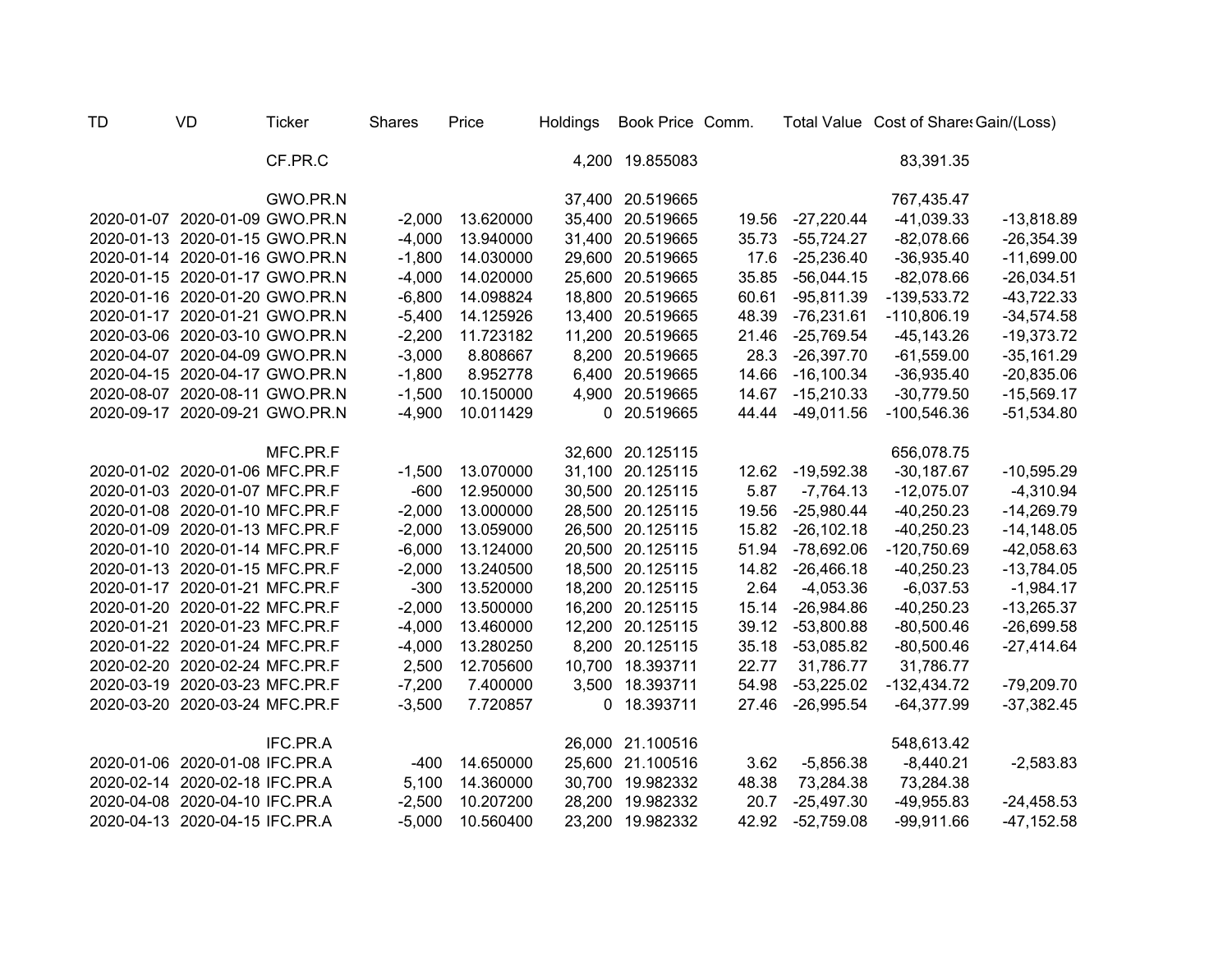| TD | VD | Ticker | Shares | Price | Holdings | Book Price | Comm. | Total Value | Cost of Shares | Gain/(Loss) |
|---|---|---|---|---|---|---|---|---|---|---|
| | | CF.PR.C | | | 4,200 | 19.855083 | | | 83,391.35 | |
| | | | | | | | | | | |
| | | GWO.PR.N | | | 37,400 | 20.519665 | | | 767,435.47 | |
| 2020-01-07 | 2020-01-09 | GWO.PR.N | -2,000 | 13.620000 | 35,400 | 20.519665 | 19.56 | -27,220.44 | -41,039.33 | -13,818.89 |
| 2020-01-13 | 2020-01-15 | GWO.PR.N | -4,000 | 13.940000 | 31,400 | 20.519665 | 35.73 | -55,724.27 | -82,078.66 | -26,354.39 |
| 2020-01-14 | 2020-01-16 | GWO.PR.N | -1,800 | 14.030000 | 29,600 | 20.519665 | 17.6 | -25,236.40 | -36,935.40 | -11,699.00 |
| 2020-01-15 | 2020-01-17 | GWO.PR.N | -4,000 | 14.020000 | 25,600 | 20.519665 | 35.85 | -56,044.15 | -82,078.66 | -26,034.51 |
| 2020-01-16 | 2020-01-20 | GWO.PR.N | -6,800 | 14.098824 | 18,800 | 20.519665 | 60.61 | -95,811.39 | -139,533.72 | -43,722.33 |
| 2020-01-17 | 2020-01-21 | GWO.PR.N | -5,400 | 14.125926 | 13,400 | 20.519665 | 48.39 | -76,231.61 | -110,806.19 | -34,574.58 |
| 2020-03-06 | 2020-03-10 | GWO.PR.N | -2,200 | 11.723182 | 11,200 | 20.519665 | 21.46 | -25,769.54 | -45,143.26 | -19,373.72 |
| 2020-04-07 | 2020-04-09 | GWO.PR.N | -3,000 | 8.808667 | 8,200 | 20.519665 | 28.3 | -26,397.70 | -61,559.00 | -35,161.29 |
| 2020-04-15 | 2020-04-17 | GWO.PR.N | -1,800 | 8.952778 | 6,400 | 20.519665 | 14.66 | -16,100.34 | -36,935.40 | -20,835.06 |
| 2020-08-07 | 2020-08-11 | GWO.PR.N | -1,500 | 10.150000 | 4,900 | 20.519665 | 14.67 | -15,210.33 | -30,779.50 | -15,569.17 |
| 2020-09-17 | 2020-09-21 | GWO.PR.N | -4,900 | 10.011429 | 0 | 20.519665 | 44.44 | -49,011.56 | -100,546.36 | -51,534.80 |
| | | | | | | | | | | |
| | | MFC.PR.F | | | 32,600 | 20.125115 | | | 656,078.75 | |
| 2020-01-02 | 2020-01-06 | MFC.PR.F | -1,500 | 13.070000 | 31,100 | 20.125115 | 12.62 | -19,592.38 | -30,187.67 | -10,595.29 |
| 2020-01-03 | 2020-01-07 | MFC.PR.F | -600 | 12.950000 | 30,500 | 20.125115 | 5.87 | -7,764.13 | -12,075.07 | -4,310.94 |
| 2020-01-08 | 2020-01-10 | MFC.PR.F | -2,000 | 13.000000 | 28,500 | 20.125115 | 19.56 | -25,980.44 | -40,250.23 | -14,269.79 |
| 2020-01-09 | 2020-01-13 | MFC.PR.F | -2,000 | 13.059000 | 26,500 | 20.125115 | 15.82 | -26,102.18 | -40,250.23 | -14,148.05 |
| 2020-01-10 | 2020-01-14 | MFC.PR.F | -6,000 | 13.124000 | 20,500 | 20.125115 | 51.94 | -78,692.06 | -120,750.69 | -42,058.63 |
| 2020-01-13 | 2020-01-15 | MFC.PR.F | -2,000 | 13.240500 | 18,500 | 20.125115 | 14.82 | -26,466.18 | -40,250.23 | -13,784.05 |
| 2020-01-17 | 2020-01-21 | MFC.PR.F | -300 | 13.520000 | 18,200 | 20.125115 | 2.64 | -4,053.36 | -6,037.53 | -1,984.17 |
| 2020-01-20 | 2020-01-22 | MFC.PR.F | -2,000 | 13.500000 | 16,200 | 20.125115 | 15.14 | -26,984.86 | -40,250.23 | -13,265.37 |
| 2020-01-21 | 2020-01-23 | MFC.PR.F | -4,000 | 13.460000 | 12,200 | 20.125115 | 39.12 | -53,800.88 | -80,500.46 | -26,699.58 |
| 2020-01-22 | 2020-01-24 | MFC.PR.F | -4,000 | 13.280250 | 8,200 | 20.125115 | 35.18 | -53,085.82 | -80,500.46 | -27,414.64 |
| 2020-02-20 | 2020-02-24 | MFC.PR.F | 2,500 | 12.705600 | 10,700 | 18.393711 | 22.77 | 31,786.77 | 31,786.77 | |
| 2020-03-19 | 2020-03-23 | MFC.PR.F | -7,200 | 7.400000 | 3,500 | 18.393711 | 54.98 | -53,225.02 | -132,434.72 | -79,209.70 |
| 2020-03-20 | 2020-03-24 | MFC.PR.F | -3,500 | 7.720857 | 0 | 18.393711 | 27.46 | -26,995.54 | -64,377.99 | -37,382.45 |
| | | | | | | | | | | |
| | | IFC.PR.A | | | 26,000 | 21.100516 | | | 548,613.42 | |
| 2020-01-06 | 2020-01-08 | IFC.PR.A | -400 | 14.650000 | 25,600 | 21.100516 | 3.62 | -5,856.38 | -8,440.21 | -2,583.83 |
| 2020-02-14 | 2020-02-18 | IFC.PR.A | 5,100 | 14.360000 | 30,700 | 19.982332 | 48.38 | 73,284.38 | 73,284.38 | |
| 2020-04-08 | 2020-04-10 | IFC.PR.A | -2,500 | 10.207200 | 28,200 | 19.982332 | 20.7 | -25,497.30 | -49,955.83 | -24,458.53 |
| 2020-04-13 | 2020-04-15 | IFC.PR.A | -5,000 | 10.560400 | 23,200 | 19.982332 | 42.92 | -52,759.08 | -99,911.66 | -47,152.58 |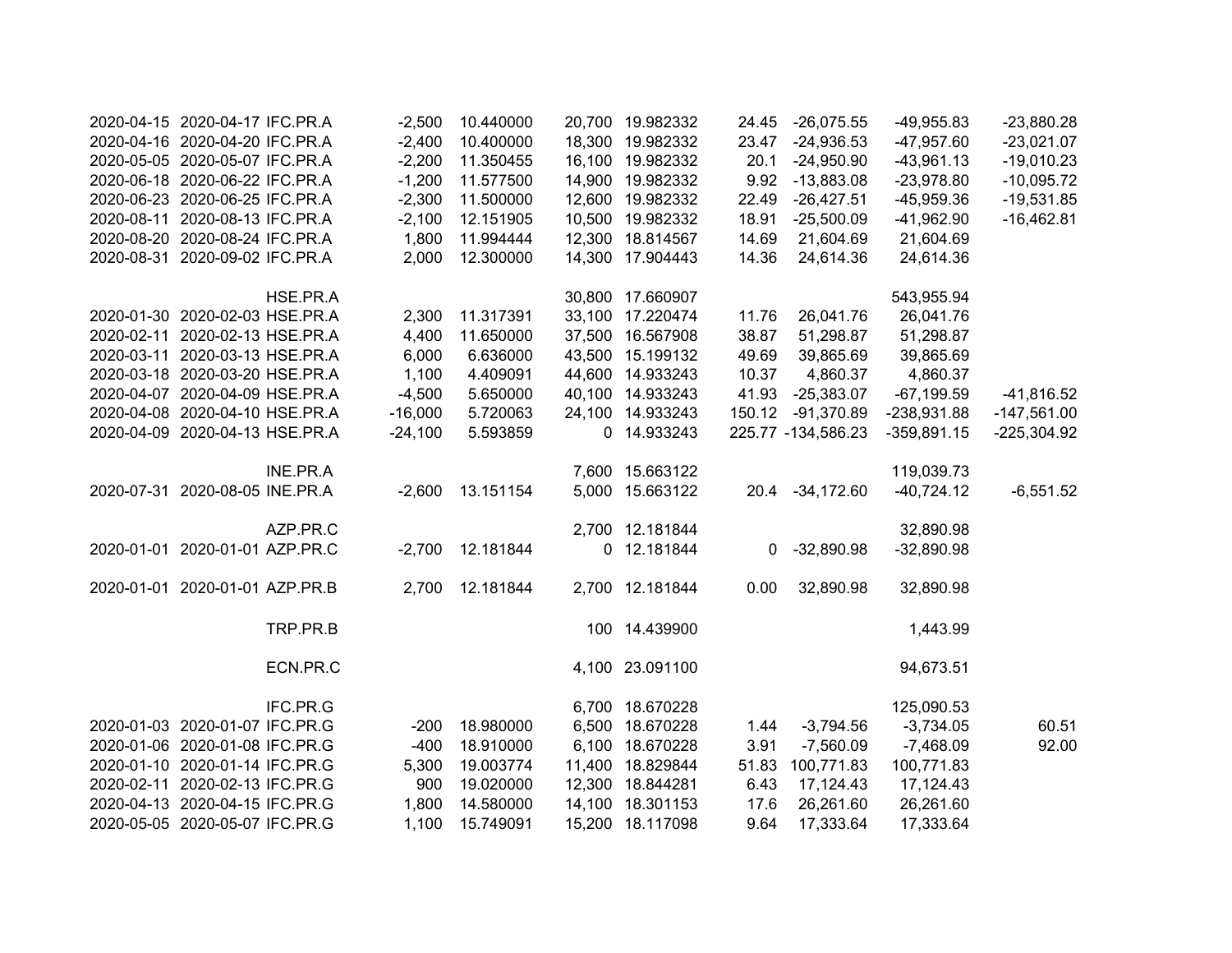| | | | | | | | | | | |
|---|---|---|---|---|---|---|---|---|---|---|
| 2020-04-15 | 2020-04-17 | IFC.PR.A | -2,500 | 10.440000 | 20,700 | 19.982332 | 24.45 | -26,075.55 | -49,955.83 | -23,880.28 |
| 2020-04-16 | 2020-04-20 | IFC.PR.A | -2,400 | 10.400000 | 18,300 | 19.982332 | 23.47 | -24,936.53 | -47,957.60 | -23,021.07 |
| 2020-05-05 | 2020-05-07 | IFC.PR.A | -2,200 | 11.350455 | 16,100 | 19.982332 | 20.1 | -24,950.90 | -43,961.13 | -19,010.23 |
| 2020-06-18 | 2020-06-22 | IFC.PR.A | -1,200 | 11.577500 | 14,900 | 19.982332 | 9.92 | -13,883.08 | -23,978.80 | -10,095.72 |
| 2020-06-23 | 2020-06-25 | IFC.PR.A | -2,300 | 11.500000 | 12,600 | 19.982332 | 22.49 | -26,427.51 | -45,959.36 | -19,531.85 |
| 2020-08-11 | 2020-08-13 | IFC.PR.A | -2,100 | 12.151905 | 10,500 | 19.982332 | 18.91 | -25,500.09 | -41,962.90 | -16,462.81 |
| 2020-08-20 | 2020-08-24 | IFC.PR.A | 1,800 | 11.994444 | 12,300 | 18.814567 | 14.69 | 21,604.69 | 21,604.69 | |
| 2020-08-31 | 2020-09-02 | IFC.PR.A | 2,000 | 12.300000 | 14,300 | 17.904443 | 14.36 | 24,614.36 | 24,614.36 | |
| | | | | | | | | | | |
| | | HSE.PR.A | | | 30,800 | 17.660907 | | | 543,955.94 | |
| 2020-01-30 | 2020-02-03 | HSE.PR.A | 2,300 | 11.317391 | 33,100 | 17.220474 | 11.76 | 26,041.76 | 26,041.76 | |
| 2020-02-11 | 2020-02-13 | HSE.PR.A | 4,400 | 11.650000 | 37,500 | 16.567908 | 38.87 | 51,298.87 | 51,298.87 | |
| 2020-03-11 | 2020-03-13 | HSE.PR.A | 6,000 | 6.636000 | 43,500 | 15.199132 | 49.69 | 39,865.69 | 39,865.69 | |
| 2020-03-18 | 2020-03-20 | HSE.PR.A | 1,100 | 4.409091 | 44,600 | 14.933243 | 10.37 | 4,860.37 | 4,860.37 | |
| 2020-04-07 | 2020-04-09 | HSE.PR.A | -4,500 | 5.650000 | 40,100 | 14.933243 | 41.93 | -25,383.07 | -67,199.59 | -41,816.52 |
| 2020-04-08 | 2020-04-10 | HSE.PR.A | -16,000 | 5.720063 | 24,100 | 14.933243 | 150.12 | -91,370.89 | -238,931.88 | -147,561.00 |
| 2020-04-09 | 2020-04-13 | HSE.PR.A | -24,100 | 5.593859 | 0 | 14.933243 | 225.77 | -134,586.23 | -359,891.15 | -225,304.92 |
| | | | | | | | | | | |
| | | INE.PR.A | | | 7,600 | 15.663122 | | | 119,039.73 | |
| 2020-07-31 | 2020-08-05 | INE.PR.A | -2,600 | 13.151154 | 5,000 | 15.663122 | 20.4 | -34,172.60 | -40,724.12 | -6,551.52 |
| | | | | | | | | | | |
| | | AZP.PR.C | | | 2,700 | 12.181844 | | | 32,890.98 | |
| 2020-01-01 | 2020-01-01 | AZP.PR.C | -2,700 | 12.181844 | 0 | 12.181844 | 0 | -32,890.98 | -32,890.98 | |
| | | | | | | | | | | |
| 2020-01-01 | 2020-01-01 | AZP.PR.B | 2,700 | 12.181844 | 2,700 | 12.181844 | 0.00 | 32,890.98 | 32,890.98 | |
| | | | | | | | | | | |
| | | TRP.PR.B | | | 100 | 14.439900 | | | 1,443.99 | |
| | | | | | | | | | | |
| | | ECN.PR.C | | | 4,100 | 23.091100 | | | 94,673.51 | |
| | | | | | | | | | | |
| | | IFC.PR.G | | | 6,700 | 18.670228 | | | 125,090.53 | |
| 2020-01-03 | 2020-01-07 | IFC.PR.G | -200 | 18.980000 | 6,500 | 18.670228 | 1.44 | -3,794.56 | -3,734.05 | 60.51 |
| 2020-01-06 | 2020-01-08 | IFC.PR.G | -400 | 18.910000 | 6,100 | 18.670228 | 3.91 | -7,560.09 | -7,468.09 | 92.00 |
| 2020-01-10 | 2020-01-14 | IFC.PR.G | 5,300 | 19.003774 | 11,400 | 18.829844 | 51.83 | 100,771.83 | 100,771.83 | |
| 2020-02-11 | 2020-02-13 | IFC.PR.G | 900 | 19.020000 | 12,300 | 18.844281 | 6.43 | 17,124.43 | 17,124.43 | |
| 2020-04-13 | 2020-04-15 | IFC.PR.G | 1,800 | 14.580000 | 14,100 | 18.301153 | 17.6 | 26,261.60 | 26,261.60 | |
| 2020-05-05 | 2020-05-07 | IFC.PR.G | 1,100 | 15.749091 | 15,200 | 18.117098 | 9.64 | 17,333.64 | 17,333.64 | |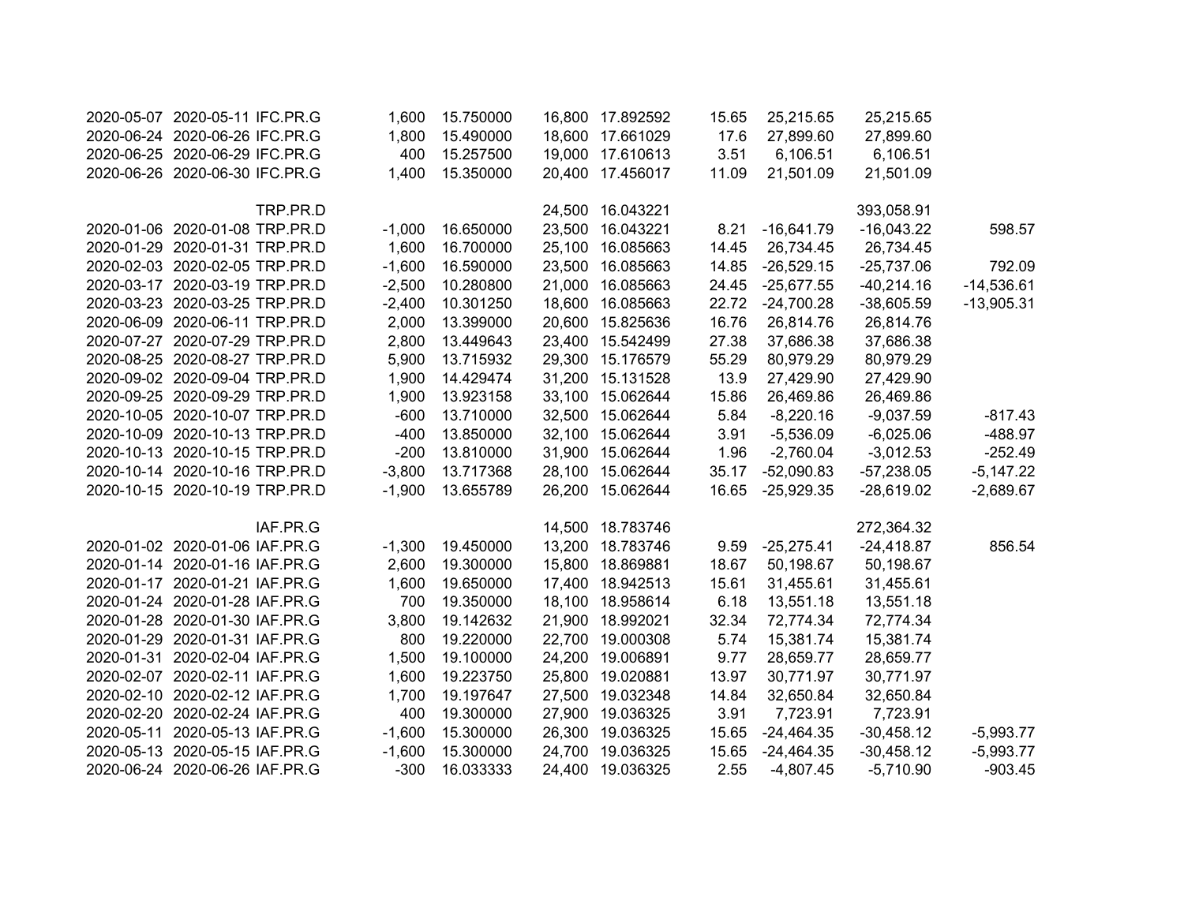| | | | | | | | | | | |
|---|---|---|---|---|---|---|---|---|---|---|
| 2020-05-07 | 2020-05-11 | IFC.PR.G | 1,600 | 15.750000 | 16,800 | 17.892592 | 15.65 | 25,215.65 | 25,215.65 | |
| 2020-06-24 | 2020-06-26 | IFC.PR.G | 1,800 | 15.490000 | 18,600 | 17.661029 | 17.6 | 27,899.60 | 27,899.60 | |
| 2020-06-25 | 2020-06-29 | IFC.PR.G | 400 | 15.257500 | 19,000 | 17.610613 | 3.51 | 6,106.51 | 6,106.51 | |
| 2020-06-26 | 2020-06-30 | IFC.PR.G | 1,400 | 15.350000 | 20,400 | 17.456017 | 11.09 | 21,501.09 | 21,501.09 | |
| | | | | | | | | | | |
| | | TRP.PR.D | | | 24,500 | 16.043221 | | | 393,058.91 | |
| 2020-01-06 | 2020-01-08 | TRP.PR.D | -1,000 | 16.650000 | 23,500 | 16.043221 | 8.21 | -16,641.79 | -16,043.22 | 598.57 |
| 2020-01-29 | 2020-01-31 | TRP.PR.D | 1,600 | 16.700000 | 25,100 | 16.085663 | 14.45 | 26,734.45 | 26,734.45 | |
| 2020-02-03 | 2020-02-05 | TRP.PR.D | -1,600 | 16.590000 | 23,500 | 16.085663 | 14.85 | -26,529.15 | -25,737.06 | 792.09 |
| 2020-03-17 | 2020-03-19 | TRP.PR.D | -2,500 | 10.280800 | 21,000 | 16.085663 | 24.45 | -25,677.55 | -40,214.16 | -14,536.61 |
| 2020-03-23 | 2020-03-25 | TRP.PR.D | -2,400 | 10.301250 | 18,600 | 16.085663 | 22.72 | -24,700.28 | -38,605.59 | -13,905.31 |
| 2020-06-09 | 2020-06-11 | TRP.PR.D | 2,000 | 13.399000 | 20,600 | 15.825636 | 16.76 | 26,814.76 | 26,814.76 | |
| 2020-07-27 | 2020-07-29 | TRP.PR.D | 2,800 | 13.449643 | 23,400 | 15.542499 | 27.38 | 37,686.38 | 37,686.38 | |
| 2020-08-25 | 2020-08-27 | TRP.PR.D | 5,900 | 13.715932 | 29,300 | 15.176579 | 55.29 | 80,979.29 | 80,979.29 | |
| 2020-09-02 | 2020-09-04 | TRP.PR.D | 1,900 | 14.429474 | 31,200 | 15.131528 | 13.9 | 27,429.90 | 27,429.90 | |
| 2020-09-25 | 2020-09-29 | TRP.PR.D | 1,900 | 13.923158 | 33,100 | 15.062644 | 15.86 | 26,469.86 | 26,469.86 | |
| 2020-10-05 | 2020-10-07 | TRP.PR.D | -600 | 13.710000 | 32,500 | 15.062644 | 5.84 | -8,220.16 | -9,037.59 | -817.43 |
| 2020-10-09 | 2020-10-13 | TRP.PR.D | -400 | 13.850000 | 32,100 | 15.062644 | 3.91 | -5,536.09 | -6,025.06 | -488.97 |
| 2020-10-13 | 2020-10-15 | TRP.PR.D | -200 | 13.810000 | 31,900 | 15.062644 | 1.96 | -2,760.04 | -3,012.53 | -252.49 |
| 2020-10-14 | 2020-10-16 | TRP.PR.D | -3,800 | 13.717368 | 28,100 | 15.062644 | 35.17 | -52,090.83 | -57,238.05 | -5,147.22 |
| 2020-10-15 | 2020-10-19 | TRP.PR.D | -1,900 | 13.655789 | 26,200 | 15.062644 | 16.65 | -25,929.35 | -28,619.02 | -2,689.67 |
| | | | | | | | | | | |
| | | IAF.PR.G | | | 14,500 | 18.783746 | | | 272,364.32 | |
| 2020-01-02 | 2020-01-06 | IAF.PR.G | -1,300 | 19.450000 | 13,200 | 18.783746 | 9.59 | -25,275.41 | -24,418.87 | 856.54 |
| 2020-01-14 | 2020-01-16 | IAF.PR.G | 2,600 | 19.300000 | 15,800 | 18.869881 | 18.67 | 50,198.67 | 50,198.67 | |
| 2020-01-17 | 2020-01-21 | IAF.PR.G | 1,600 | 19.650000 | 17,400 | 18.942513 | 15.61 | 31,455.61 | 31,455.61 | |
| 2020-01-24 | 2020-01-28 | IAF.PR.G | 700 | 19.350000 | 18,100 | 18.958614 | 6.18 | 13,551.18 | 13,551.18 | |
| 2020-01-28 | 2020-01-30 | IAF.PR.G | 3,800 | 19.142632 | 21,900 | 18.992021 | 32.34 | 72,774.34 | 72,774.34 | |
| 2020-01-29 | 2020-01-31 | IAF.PR.G | 800 | 19.220000 | 22,700 | 19.000308 | 5.74 | 15,381.74 | 15,381.74 | |
| 2020-01-31 | 2020-02-04 | IAF.PR.G | 1,500 | 19.100000 | 24,200 | 19.006891 | 9.77 | 28,659.77 | 28,659.77 | |
| 2020-02-07 | 2020-02-11 | IAF.PR.G | 1,600 | 19.223750 | 25,800 | 19.020881 | 13.97 | 30,771.97 | 30,771.97 | |
| 2020-02-10 | 2020-02-12 | IAF.PR.G | 1,700 | 19.197647 | 27,500 | 19.032348 | 14.84 | 32,650.84 | 32,650.84 | |
| 2020-02-20 | 2020-02-24 | IAF.PR.G | 400 | 19.300000 | 27,900 | 19.036325 | 3.91 | 7,723.91 | 7,723.91 | |
| 2020-05-11 | 2020-05-13 | IAF.PR.G | -1,600 | 15.300000 | 26,300 | 19.036325 | 15.65 | -24,464.35 | -30,458.12 | -5,993.77 |
| 2020-05-13 | 2020-05-15 | IAF.PR.G | -1,600 | 15.300000 | 24,700 | 19.036325 | 15.65 | -24,464.35 | -30,458.12 | -5,993.77 |
| 2020-06-24 | 2020-06-26 | IAF.PR.G | -300 | 16.033333 | 24,400 | 19.036325 | 2.55 | -4,807.45 | -5,710.90 | -903.45 |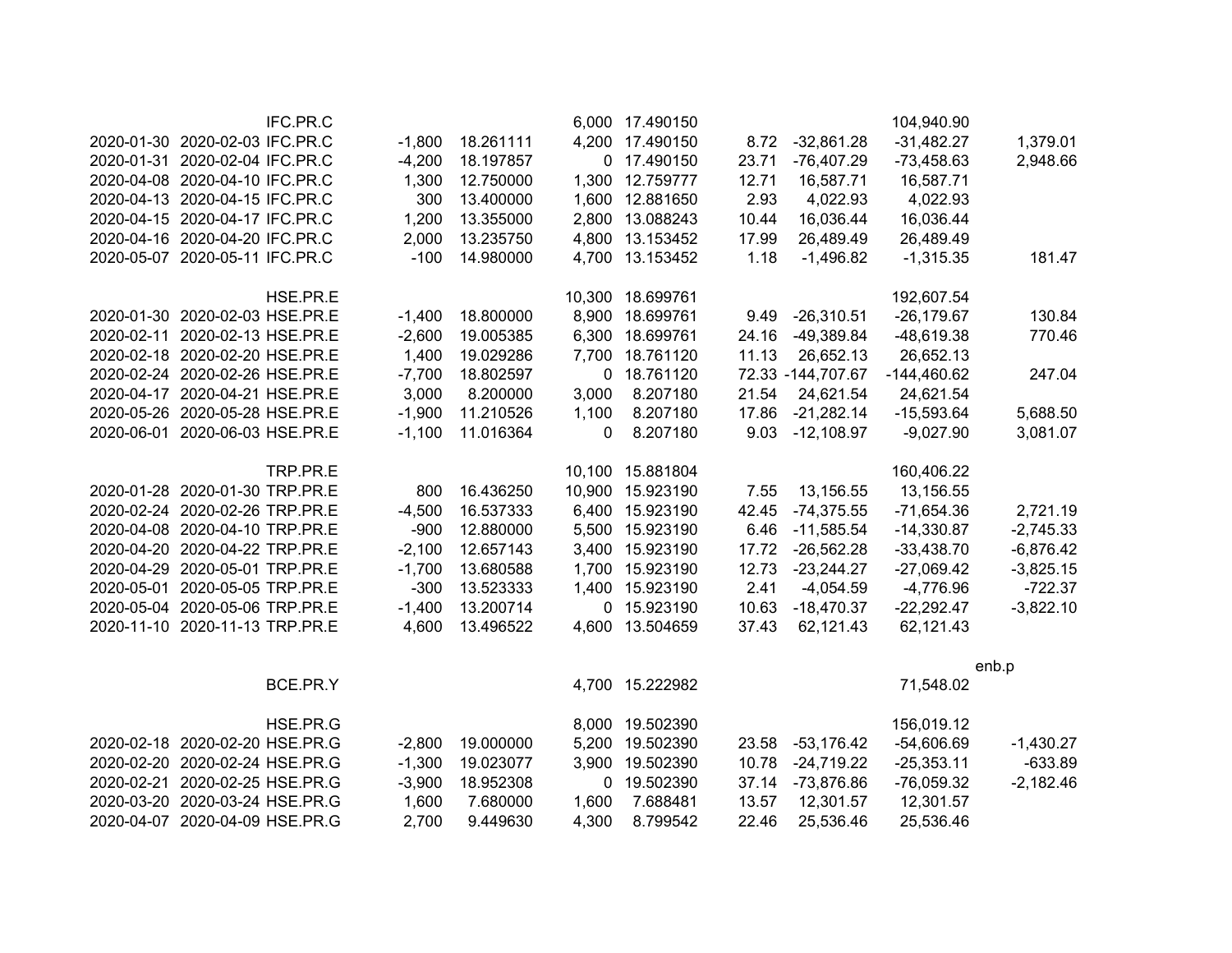| Trade Date | Settle Date | Symbol | Quantity | Price | Position | Avg Cost | Commission | Amount | Cost | P&L |
|---|---|---|---|---|---|---|---|---|---|---|
| | | IFC.PR.C | | | 6,000 | 17.490150 | | | 104,940.90 | |
| 2020-01-30 | 2020-02-03 | IFC.PR.C | -1,800 | 18.261111 | 4,200 | 17.490150 | 8.72 | -32,861.28 | -31,482.27 | 1,379.01 |
| 2020-01-31 | 2020-02-04 | IFC.PR.C | -4,200 | 18.197857 | 0 | 17.490150 | 23.71 | -76,407.29 | -73,458.63 | 2,948.66 |
| 2020-04-08 | 2020-04-10 | IFC.PR.C | 1,300 | 12.750000 | 1,300 | 12.759777 | 12.71 | 16,587.71 | 16,587.71 | |
| 2020-04-13 | 2020-04-15 | IFC.PR.C | 300 | 13.400000 | 1,600 | 12.881650 | 2.93 | 4,022.93 | 4,022.93 | |
| 2020-04-15 | 2020-04-17 | IFC.PR.C | 1,200 | 13.355000 | 2,800 | 13.088243 | 10.44 | 16,036.44 | 16,036.44 | |
| 2020-04-16 | 2020-04-20 | IFC.PR.C | 2,000 | 13.235750 | 4,800 | 13.153452 | 17.99 | 26,489.49 | 26,489.49 | |
| 2020-05-07 | 2020-05-11 | IFC.PR.C | -100 | 14.980000 | 4,700 | 13.153452 | 1.18 | -1,496.82 | -1,315.35 | 181.47 |
| | | | | | | | | | | |
| | | HSE.PR.E | | | 10,300 | 18.699761 | | | 192,607.54 | |
| 2020-01-30 | 2020-02-03 | HSE.PR.E | -1,400 | 18.800000 | 8,900 | 18.699761 | 9.49 | -26,310.51 | -26,179.67 | 130.84 |
| 2020-02-11 | 2020-02-13 | HSE.PR.E | -2,600 | 19.005385 | 6,300 | 18.699761 | 24.16 | -49,389.84 | -48,619.38 | 770.46 |
| 2020-02-18 | 2020-02-20 | HSE.PR.E | 1,400 | 19.029286 | 7,700 | 18.761120 | 11.13 | 26,652.13 | 26,652.13 | |
| 2020-02-24 | 2020-02-26 | HSE.PR.E | -7,700 | 18.802597 | 0 | 18.761120 | 72.33 | -144,707.67 | -144,460.62 | 247.04 |
| 2020-04-17 | 2020-04-21 | HSE.PR.E | 3,000 | 8.200000 | 3,000 | 8.207180 | 21.54 | 24,621.54 | 24,621.54 | |
| 2020-05-26 | 2020-05-28 | HSE.PR.E | -1,900 | 11.210526 | 1,100 | 8.207180 | 17.86 | -21,282.14 | -15,593.64 | 5,688.50 |
| 2020-06-01 | 2020-06-03 | HSE.PR.E | -1,100 | 11.016364 | 0 | 8.207180 | 9.03 | -12,108.97 | -9,027.90 | 3,081.07 |
| | | | | | | | | | | |
| | | TRP.PR.E | | | 10,100 | 15.881804 | | | 160,406.22 | |
| 2020-01-28 | 2020-01-30 | TRP.PR.E | 800 | 16.436250 | 10,900 | 15.923190 | 7.55 | 13,156.55 | 13,156.55 | |
| 2020-02-24 | 2020-02-26 | TRP.PR.E | -4,500 | 16.537333 | 6,400 | 15.923190 | 42.45 | -74,375.55 | -71,654.36 | 2,721.19 |
| 2020-04-08 | 2020-04-10 | TRP.PR.E | -900 | 12.880000 | 5,500 | 15.923190 | 6.46 | -11,585.54 | -14,330.87 | -2,745.33 |
| 2020-04-20 | 2020-04-22 | TRP.PR.E | -2,100 | 12.657143 | 3,400 | 15.923190 | 17.72 | -26,562.28 | -33,438.70 | -6,876.42 |
| 2020-04-29 | 2020-05-01 | TRP.PR.E | -1,700 | 13.680588 | 1,700 | 15.923190 | 12.73 | -23,244.27 | -27,069.42 | -3,825.15 |
| 2020-05-01 | 2020-05-05 | TRP.PR.E | -300 | 13.523333 | 1,400 | 15.923190 | 2.41 | -4,054.59 | -4,776.96 | -722.37 |
| 2020-05-04 | 2020-05-06 | TRP.PR.E | -1,400 | 13.200714 | 0 | 15.923190 | 10.63 | -18,470.37 | -22,292.47 | -3,822.10 |
| 2020-11-10 | 2020-11-13 | TRP.PR.E | 4,600 | 13.496522 | 4,600 | 13.504659 | 37.43 | 62,121.43 | 62,121.43 | |
| | | | | | | | | | | |
| | | | | | | | | | | enb.p |
| | | BCE.PR.Y | | | 4,700 | 15.222982 | | | 71,548.02 | |
| | | | | | | | | | | |
| | | HSE.PR.G | | | 8,000 | 19.502390 | | | 156,019.12 | |
| 2020-02-18 | 2020-02-20 | HSE.PR.G | -2,800 | 19.000000 | 5,200 | 19.502390 | 23.58 | -53,176.42 | -54,606.69 | -1,430.27 |
| 2020-02-20 | 2020-02-24 | HSE.PR.G | -1,300 | 19.023077 | 3,900 | 19.502390 | 10.78 | -24,719.22 | -25,353.11 | -633.89 |
| 2020-02-21 | 2020-02-25 | HSE.PR.G | -3,900 | 18.952308 | 0 | 19.502390 | 37.14 | -73,876.86 | -76,059.32 | -2,182.46 |
| 2020-03-20 | 2020-03-24 | HSE.PR.G | 1,600 | 7.680000 | 1,600 | 7.688481 | 13.57 | 12,301.57 | 12,301.57 | |
| 2020-04-07 | 2020-04-09 | HSE.PR.G | 2,700 | 9.449630 | 4,300 | 8.799542 | 22.46 | 25,536.46 | 25,536.46 | |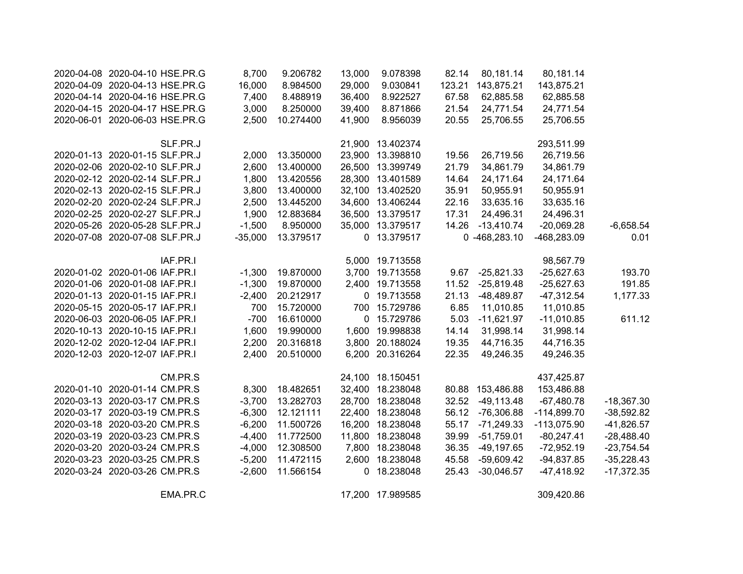| | | | | | | | | | | |
|---|---|---|---|---|---|---|---|---|---|---|
| 2020-04-08 | 2020-04-10 | HSE.PR.G | 8,700 | 9.206782 | 13,000 | 9.078398 | 82.14 | 80,181.14 | 80,181.14 | |
| 2020-04-09 | 2020-04-13 | HSE.PR.G | 16,000 | 8.984500 | 29,000 | 9.030841 | 123.21 | 143,875.21 | 143,875.21 | |
| 2020-04-14 | 2020-04-16 | HSE.PR.G | 7,400 | 8.488919 | 36,400 | 8.922527 | 67.58 | 62,885.58 | 62,885.58 | |
| 2020-04-15 | 2020-04-17 | HSE.PR.G | 3,000 | 8.250000 | 39,400 | 8.871866 | 21.54 | 24,771.54 | 24,771.54 | |
| 2020-06-01 | 2020-06-03 | HSE.PR.G | 2,500 | 10.274400 | 41,900 | 8.956039 | 20.55 | 25,706.55 | 25,706.55 | |
| | | | | | | | | | | |
| | | SLF.PR.J | | | 21,900 | 13.402374 | | | 293,511.99 | |
| 2020-01-13 | 2020-01-15 | SLF.PR.J | 2,000 | 13.350000 | 23,900 | 13.398810 | 19.56 | 26,719.56 | 26,719.56 | |
| 2020-02-06 | 2020-02-10 | SLF.PR.J | 2,600 | 13.400000 | 26,500 | 13.399749 | 21.79 | 34,861.79 | 34,861.79 | |
| 2020-02-12 | 2020-02-14 | SLF.PR.J | 1,800 | 13.420556 | 28,300 | 13.401589 | 14.64 | 24,171.64 | 24,171.64 | |
| 2020-02-13 | 2020-02-15 | SLF.PR.J | 3,800 | 13.400000 | 32,100 | 13.402520 | 35.91 | 50,955.91 | 50,955.91 | |
| 2020-02-20 | 2020-02-24 | SLF.PR.J | 2,500 | 13.445200 | 34,600 | 13.406244 | 22.16 | 33,635.16 | 33,635.16 | |
| 2020-02-25 | 2020-02-27 | SLF.PR.J | 1,900 | 12.883684 | 36,500 | 13.379517 | 17.31 | 24,496.31 | 24,496.31 | |
| 2020-05-26 | 2020-05-28 | SLF.PR.J | -1,500 | 8.950000 | 35,000 | 13.379517 | 14.26 | -13,410.74 | -20,069.28 | -6,658.54 |
| 2020-07-08 | 2020-07-08 | SLF.PR.J | -35,000 | 13.379517 | 0 | 13.379517 | 0 | -468,283.10 | -468,283.09 | 0.01 |
| | | | | | | | | | | |
| | | IAF.PR.I | | | 5,000 | 19.713558 | | | 98,567.79 | |
| 2020-01-02 | 2020-01-06 | IAF.PR.I | -1,300 | 19.870000 | 3,700 | 19.713558 | 9.67 | -25,821.33 | -25,627.63 | 193.70 |
| 2020-01-06 | 2020-01-08 | IAF.PR.I | -1,300 | 19.870000 | 2,400 | 19.713558 | 11.52 | -25,819.48 | -25,627.63 | 191.85 |
| 2020-01-13 | 2020-01-15 | IAF.PR.I | -2,400 | 20.212917 | 0 | 19.713558 | 21.13 | -48,489.87 | -47,312.54 | 1,177.33 |
| 2020-05-15 | 2020-05-17 | IAF.PR.I | 700 | 15.720000 | 700 | 15.729786 | 6.85 | 11,010.85 | 11,010.85 | |
| 2020-06-03 | 2020-06-05 | IAF.PR.I | -700 | 16.610000 | 0 | 15.729786 | 5.03 | -11,621.97 | -11,010.85 | 611.12 |
| 2020-10-13 | 2020-10-15 | IAF.PR.I | 1,600 | 19.990000 | 1,600 | 19.998838 | 14.14 | 31,998.14 | 31,998.14 | |
| 2020-12-02 | 2020-12-04 | IAF.PR.I | 2,200 | 20.316818 | 3,800 | 20.188024 | 19.35 | 44,716.35 | 44,716.35 | |
| 2020-12-03 | 2020-12-07 | IAF.PR.I | 2,400 | 20.510000 | 6,200 | 20.316264 | 22.35 | 49,246.35 | 49,246.35 | |
| | | | | | | | | | | |
| | | CM.PR.S | | | 24,100 | 18.150451 | | | 437,425.87 | |
| 2020-01-10 | 2020-01-14 | CM.PR.S | 8,300 | 18.482651 | 32,400 | 18.238048 | 80.88 | 153,486.88 | 153,486.88 | |
| 2020-03-13 | 2020-03-17 | CM.PR.S | -3,700 | 13.282703 | 28,700 | 18.238048 | 32.52 | -49,113.48 | -67,480.78 | -18,367.30 |
| 2020-03-17 | 2020-03-19 | CM.PR.S | -6,300 | 12.121111 | 22,400 | 18.238048 | 56.12 | -76,306.88 | -114,899.70 | -38,592.82 |
| 2020-03-18 | 2020-03-20 | CM.PR.S | -6,200 | 11.500726 | 16,200 | 18.238048 | 55.17 | -71,249.33 | -113,075.90 | -41,826.57 |
| 2020-03-19 | 2020-03-23 | CM.PR.S | -4,400 | 11.772500 | 11,800 | 18.238048 | 39.99 | -51,759.01 | -80,247.41 | -28,488.40 |
| 2020-03-20 | 2020-03-24 | CM.PR.S | -4,000 | 12.308500 | 7,800 | 18.238048 | 36.35 | -49,197.65 | -72,952.19 | -23,754.54 |
| 2020-03-23 | 2020-03-25 | CM.PR.S | -5,200 | 11.472115 | 2,600 | 18.238048 | 45.58 | -59,609.42 | -94,837.85 | -35,228.43 |
| 2020-03-24 | 2020-03-26 | CM.PR.S | -2,600 | 11.566154 | 0 | 18.238048 | 25.43 | -30,046.57 | -47,418.92 | -17,372.35 |
| | | | | | | | | | | |
| | | EMA.PR.C | | | 17,200 | 17.989585 | | | 309,420.86 | |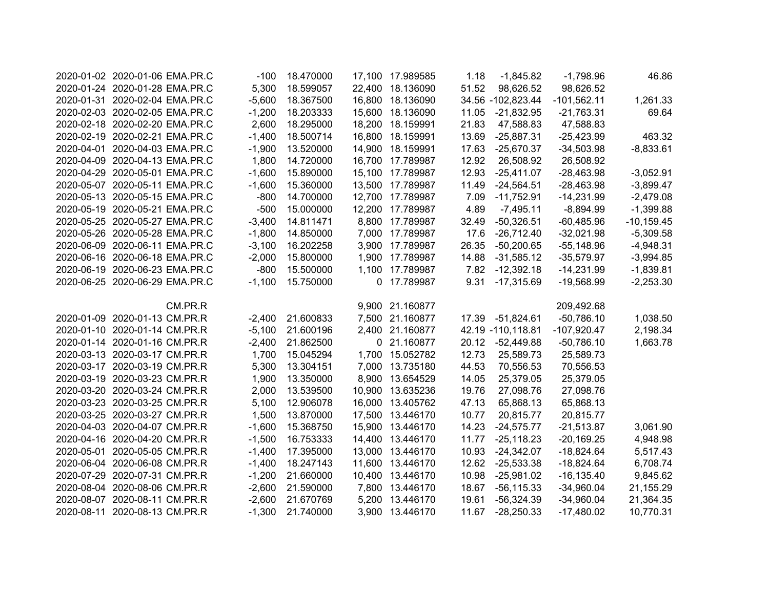| | | | | | | | | | | |
|---|---|---|---|---|---|---|---|---|---|---|
| 2020-01-02 | 2020-01-06 | EMA.PR.C | -100 | 18.470000 | 17,100 | 17.989585 | 1.18 | -1,845.82 | -1,798.96 | 46.86 |
| 2020-01-24 | 2020-01-28 | EMA.PR.C | 5,300 | 18.599057 | 22,400 | 18.136090 | 51.52 | 98,626.52 | 98,626.52 | |
| 2020-01-31 | 2020-02-04 | EMA.PR.C | -5,600 | 18.367500 | 16,800 | 18.136090 | 34.56 | -102,823.44 | -101,562.11 | 1,261.33 |
| 2020-02-03 | 2020-02-05 | EMA.PR.C | -1,200 | 18.203333 | 15,600 | 18.136090 | 11.05 | -21,832.95 | -21,763.31 | 69.64 |
| 2020-02-18 | 2020-02-20 | EMA.PR.C | 2,600 | 18.295000 | 18,200 | 18.159991 | 21.83 | 47,588.83 | 47,588.83 | |
| 2020-02-19 | 2020-02-21 | EMA.PR.C | -1,400 | 18.500714 | 16,800 | 18.159991 | 13.69 | -25,887.31 | -25,423.99 | 463.32 |
| 2020-04-01 | 2020-04-03 | EMA.PR.C | -1,900 | 13.520000 | 14,900 | 18.159991 | 17.63 | -25,670.37 | -34,503.98 | -8,833.61 |
| 2020-04-09 | 2020-04-13 | EMA.PR.C | 1,800 | 14.720000 | 16,700 | 17.789987 | 12.92 | 26,508.92 | 26,508.92 | |
| 2020-04-29 | 2020-05-01 | EMA.PR.C | -1,600 | 15.890000 | 15,100 | 17.789987 | 12.93 | -25,411.07 | -28,463.98 | -3,052.91 |
| 2020-05-07 | 2020-05-11 | EMA.PR.C | -1,600 | 15.360000 | 13,500 | 17.789987 | 11.49 | -24,564.51 | -28,463.98 | -3,899.47 |
| 2020-05-13 | 2020-05-15 | EMA.PR.C | -800 | 14.700000 | 12,700 | 17.789987 | 7.09 | -11,752.91 | -14,231.99 | -2,479.08 |
| 2020-05-19 | 2020-05-21 | EMA.PR.C | -500 | 15.000000 | 12,200 | 17.789987 | 4.89 | -7,495.11 | -8,894.99 | -1,399.88 |
| 2020-05-25 | 2020-05-27 | EMA.PR.C | -3,400 | 14.811471 | 8,800 | 17.789987 | 32.49 | -50,326.51 | -60,485.96 | -10,159.45 |
| 2020-05-26 | 2020-05-28 | EMA.PR.C | -1,800 | 14.850000 | 7,000 | 17.789987 | 17.6 | -26,712.40 | -32,021.98 | -5,309.58 |
| 2020-06-09 | 2020-06-11 | EMA.PR.C | -3,100 | 16.202258 | 3,900 | 17.789987 | 26.35 | -50,200.65 | -55,148.96 | -4,948.31 |
| 2020-06-16 | 2020-06-18 | EMA.PR.C | -2,000 | 15.800000 | 1,900 | 17.789987 | 14.88 | -31,585.12 | -35,579.97 | -3,994.85 |
| 2020-06-19 | 2020-06-23 | EMA.PR.C | -800 | 15.500000 | 1,100 | 17.789987 | 7.82 | -12,392.18 | -14,231.99 | -1,839.81 |
| 2020-06-25 | 2020-06-29 | EMA.PR.C | -1,100 | 15.750000 | 0 | 17.789987 | 9.31 | -17,315.69 | -19,568.99 | -2,253.30 |
| | | | | | | | | | | |
| | | CM.PR.R | | | 9,900 | 21.160877 | | | 209,492.68 | |
| 2020-01-09 | 2020-01-13 | CM.PR.R | -2,400 | 21.600833 | 7,500 | 21.160877 | 17.39 | -51,824.61 | -50,786.10 | 1,038.50 |
| 2020-01-10 | 2020-01-14 | CM.PR.R | -5,100 | 21.600196 | 2,400 | 21.160877 | 42.19 | -110,118.81 | -107,920.47 | 2,198.34 |
| 2020-01-14 | 2020-01-16 | CM.PR.R | -2,400 | 21.862500 | 0 | 21.160877 | 20.12 | -52,449.88 | -50,786.10 | 1,663.78 |
| 2020-03-13 | 2020-03-17 | CM.PR.R | 1,700 | 15.045294 | 1,700 | 15.052782 | 12.73 | 25,589.73 | 25,589.73 | |
| 2020-03-17 | 2020-03-19 | CM.PR.R | 5,300 | 13.304151 | 7,000 | 13.735180 | 44.53 | 70,556.53 | 70,556.53 | |
| 2020-03-19 | 2020-03-23 | CM.PR.R | 1,900 | 13.350000 | 8,900 | 13.654529 | 14.05 | 25,379.05 | 25,379.05 | |
| 2020-03-20 | 2020-03-24 | CM.PR.R | 2,000 | 13.539500 | 10,900 | 13.635236 | 19.76 | 27,098.76 | 27,098.76 | |
| 2020-03-23 | 2020-03-25 | CM.PR.R | 5,100 | 12.906078 | 16,000 | 13.405762 | 47.13 | 65,868.13 | 65,868.13 | |
| 2020-03-25 | 2020-03-27 | CM.PR.R | 1,500 | 13.870000 | 17,500 | 13.446170 | 10.77 | 20,815.77 | 20,815.77 | |
| 2020-04-03 | 2020-04-07 | CM.PR.R | -1,600 | 15.368750 | 15,900 | 13.446170 | 14.23 | -24,575.77 | -21,513.87 | 3,061.90 |
| 2020-04-16 | 2020-04-20 | CM.PR.R | -1,500 | 16.753333 | 14,400 | 13.446170 | 11.77 | -25,118.23 | -20,169.25 | 4,948.98 |
| 2020-05-01 | 2020-05-05 | CM.PR.R | -1,400 | 17.395000 | 13,000 | 13.446170 | 10.93 | -24,342.07 | -18,824.64 | 5,517.43 |
| 2020-06-04 | 2020-06-08 | CM.PR.R | -1,400 | 18.247143 | 11,600 | 13.446170 | 12.62 | -25,533.38 | -18,824.64 | 6,708.74 |
| 2020-07-29 | 2020-07-31 | CM.PR.R | -1,200 | 21.660000 | 10,400 | 13.446170 | 10.98 | -25,981.02 | -16,135.40 | 9,845.62 |
| 2020-08-04 | 2020-08-06 | CM.PR.R | -2,600 | 21.590000 | 7,800 | 13.446170 | 18.67 | -56,115.33 | -34,960.04 | 21,155.29 |
| 2020-08-07 | 2020-08-11 | CM.PR.R | -2,600 | 21.670769 | 5,200 | 13.446170 | 19.61 | -56,324.39 | -34,960.04 | 21,364.35 |
| 2020-08-11 | 2020-08-13 | CM.PR.R | -1,300 | 21.740000 | 3,900 | 13.446170 | 11.67 | -28,250.33 | -17,480.02 | 10,770.31 |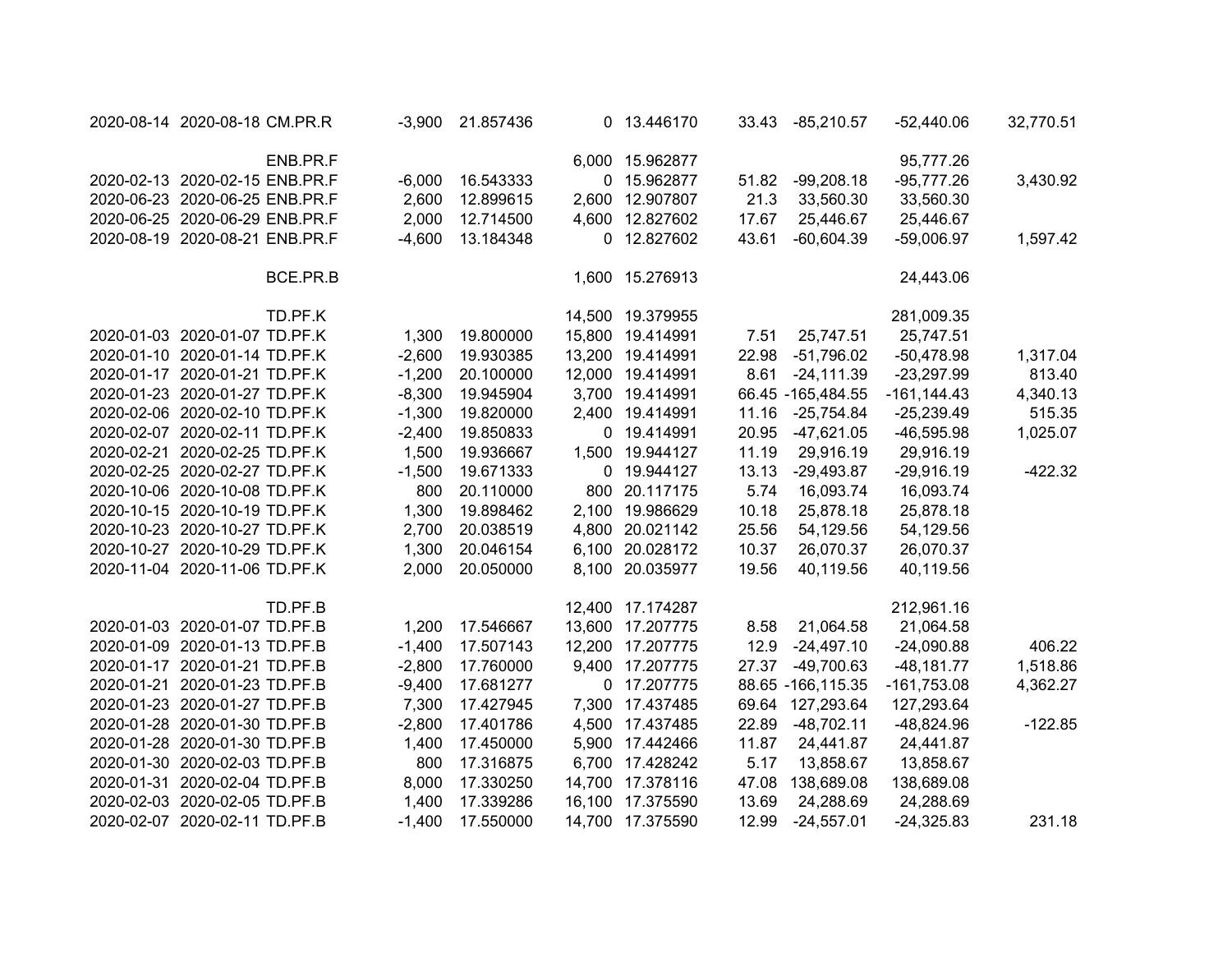| | | | | | | | | | | |
|---|---|---|---|---|---|---|---|---|---|---|
| 2020-08-14 | 2020-08-18 | CM.PR.R | -3,900 | 21.857436 | 0 | 13.446170 | 33.43 | -85,210.57 | -52,440.06 | 32,770.51 |
| | | | | | | | | | | |
| | | ENB.PR.F | | | 6,000 | 15.962877 | | | 95,777.26 | |
| 2020-02-13 | 2020-02-15 | ENB.PR.F | -6,000 | 16.543333 | 0 | 15.962877 | 51.82 | -99,208.18 | -95,777.26 | 3,430.92 |
| 2020-06-23 | 2020-06-25 | ENB.PR.F | 2,600 | 12.899615 | 2,600 | 12.907807 | 21.3 | 33,560.30 | 33,560.30 | |
| 2020-06-25 | 2020-06-29 | ENB.PR.F | 2,000 | 12.714500 | 4,600 | 12.827602 | 17.67 | 25,446.67 | 25,446.67 | |
| 2020-08-19 | 2020-08-21 | ENB.PR.F | -4,600 | 13.184348 | 0 | 12.827602 | 43.61 | -60,604.39 | -59,006.97 | 1,597.42 |
| | | | | | | | | | | |
| | | BCE.PR.B | | | 1,600 | 15.276913 | | | 24,443.06 | |
| | | | | | | | | | | |
| | | TD.PF.K | | | 14,500 | 19.379955 | | | 281,009.35 | |
| 2020-01-03 | 2020-01-07 | TD.PF.K | 1,300 | 19.800000 | 15,800 | 19.414991 | 7.51 | 25,747.51 | 25,747.51 | |
| 2020-01-10 | 2020-01-14 | TD.PF.K | -2,600 | 19.930385 | 13,200 | 19.414991 | 22.98 | -51,796.02 | -50,478.98 | 1,317.04 |
| 2020-01-17 | 2020-01-21 | TD.PF.K | -1,200 | 20.100000 | 12,000 | 19.414991 | 8.61 | -24,111.39 | -23,297.99 | 813.40 |
| 2020-01-23 | 2020-01-27 | TD.PF.K | -8,300 | 19.945904 | 3,700 | 19.414991 | 66.45 | -165,484.55 | -161,144.43 | 4,340.13 |
| 2020-02-06 | 2020-02-10 | TD.PF.K | -1,300 | 19.820000 | 2,400 | 19.414991 | 11.16 | -25,754.84 | -25,239.49 | 515.35 |
| 2020-02-07 | 2020-02-11 | TD.PF.K | -2,400 | 19.850833 | 0 | 19.414991 | 20.95 | -47,621.05 | -46,595.98 | 1,025.07 |
| 2020-02-21 | 2020-02-25 | TD.PF.K | 1,500 | 19.936667 | 1,500 | 19.944127 | 11.19 | 29,916.19 | 29,916.19 | |
| 2020-02-25 | 2020-02-27 | TD.PF.K | -1,500 | 19.671333 | 0 | 19.944127 | 13.13 | -29,493.87 | -29,916.19 | -422.32 |
| 2020-10-06 | 2020-10-08 | TD.PF.K | 800 | 20.110000 | 800 | 20.117175 | 5.74 | 16,093.74 | 16,093.74 | |
| 2020-10-15 | 2020-10-19 | TD.PF.K | 1,300 | 19.898462 | 2,100 | 19.986629 | 10.18 | 25,878.18 | 25,878.18 | |
| 2020-10-23 | 2020-10-27 | TD.PF.K | 2,700 | 20.038519 | 4,800 | 20.021142 | 25.56 | 54,129.56 | 54,129.56 | |
| 2020-10-27 | 2020-10-29 | TD.PF.K | 1,300 | 20.046154 | 6,100 | 20.028172 | 10.37 | 26,070.37 | 26,070.37 | |
| 2020-11-04 | 2020-11-06 | TD.PF.K | 2,000 | 20.050000 | 8,100 | 20.035977 | 19.56 | 40,119.56 | 40,119.56 | |
| | | | | | | | | | | |
| | | TD.PF.B | | | 12,400 | 17.174287 | | | 212,961.16 | |
| 2020-01-03 | 2020-01-07 | TD.PF.B | 1,200 | 17.546667 | 13,600 | 17.207775 | 8.58 | 21,064.58 | 21,064.58 | |
| 2020-01-09 | 2020-01-13 | TD.PF.B | -1,400 | 17.507143 | 12,200 | 17.207775 | 12.9 | -24,497.10 | -24,090.88 | 406.22 |
| 2020-01-17 | 2020-01-21 | TD.PF.B | -2,800 | 17.760000 | 9,400 | 17.207775 | 27.37 | -49,700.63 | -48,181.77 | 1,518.86 |
| 2020-01-21 | 2020-01-23 | TD.PF.B | -9,400 | 17.681277 | 0 | 17.207775 | 88.65 | -166,115.35 | -161,753.08 | 4,362.27 |
| 2020-01-23 | 2020-01-27 | TD.PF.B | 7,300 | 17.427945 | 7,300 | 17.437485 | 69.64 | 127,293.64 | 127,293.64 | |
| 2020-01-28 | 2020-01-30 | TD.PF.B | -2,800 | 17.401786 | 4,500 | 17.437485 | 22.89 | -48,702.11 | -48,824.96 | -122.85 |
| 2020-01-28 | 2020-01-30 | TD.PF.B | 1,400 | 17.450000 | 5,900 | 17.442466 | 11.87 | 24,441.87 | 24,441.87 | |
| 2020-01-30 | 2020-02-03 | TD.PF.B | 800 | 17.316875 | 6,700 | 17.428242 | 5.17 | 13,858.67 | 13,858.67 | |
| 2020-01-31 | 2020-02-04 | TD.PF.B | 8,000 | 17.330250 | 14,700 | 17.378116 | 47.08 | 138,689.08 | 138,689.08 | |
| 2020-02-03 | 2020-02-05 | TD.PF.B | 1,400 | 17.339286 | 16,100 | 17.375590 | 13.69 | 24,288.69 | 24,288.69 | |
| 2020-02-07 | 2020-02-11 | TD.PF.B | -1,400 | 17.550000 | 14,700 | 17.375590 | 12.99 | -24,557.01 | -24,325.83 | 231.18 |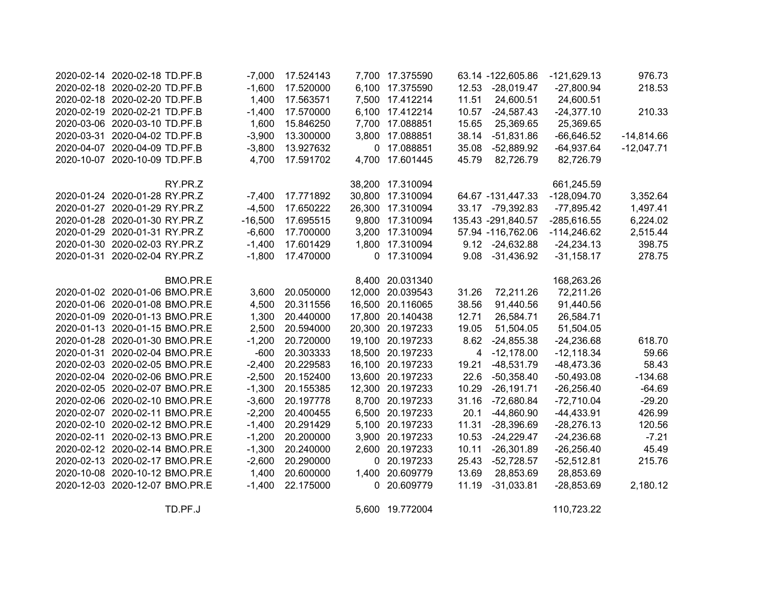| | | | | | | | | | | |
|---|---|---|---|---|---|---|---|---|---|---|
| 2020-02-14 | 2020-02-18 | TD.PF.B | -7,000 | 17.524143 | 7,700 | 17.375590 | 63.14 | -122,605.86 | -121,629.13 | 976.73 |
| 2020-02-18 | 2020-02-20 | TD.PF.B | -1,600 | 17.520000 | 6,100 | 17.375590 | 12.53 | -28,019.47 | -27,800.94 | 218.53 |
| 2020-02-18 | 2020-02-20 | TD.PF.B | 1,400 | 17.563571 | 7,500 | 17.412214 | 11.51 | 24,600.51 | 24,600.51 | |
| 2020-02-19 | 2020-02-21 | TD.PF.B | -1,400 | 17.570000 | 6,100 | 17.412214 | 10.57 | -24,587.43 | -24,377.10 | 210.33 |
| 2020-03-06 | 2020-03-10 | TD.PF.B | 1,600 | 15.846250 | 7,700 | 17.088851 | 15.65 | 25,369.65 | 25,369.65 | |
| 2020-03-31 | 2020-04-02 | TD.PF.B | -3,900 | 13.300000 | 3,800 | 17.088851 | 38.14 | -51,831.86 | -66,646.52 | -14,814.66 |
| 2020-04-07 | 2020-04-09 | TD.PF.B | -3,800 | 13.927632 | 0 | 17.088851 | 35.08 | -52,889.92 | -64,937.64 | -12,047.71 |
| 2020-10-07 | 2020-10-09 | TD.PF.B | 4,700 | 17.591702 | 4,700 | 17.601445 | 45.79 | 82,726.79 | 82,726.79 | |
| | | | | | | | | | | |
| | | RY.PR.Z | | | 38,200 | 17.310094 | | | 661,245.59 | |
| 2020-01-24 | 2020-01-28 | RY.PR.Z | -7,400 | 17.771892 | 30,800 | 17.310094 | 64.67 | -131,447.33 | -128,094.70 | 3,352.64 |
| 2020-01-27 | 2020-01-29 | RY.PR.Z | -4,500 | 17.650222 | 26,300 | 17.310094 | 33.17 | -79,392.83 | -77,895.42 | 1,497.41 |
| 2020-01-28 | 2020-01-30 | RY.PR.Z | -16,500 | 17.695515 | 9,800 | 17.310094 | 135.43 | -291,840.57 | -285,616.55 | 6,224.02 |
| 2020-01-29 | 2020-01-31 | RY.PR.Z | -6,600 | 17.700000 | 3,200 | 17.310094 | 57.94 | -116,762.06 | -114,246.62 | 2,515.44 |
| 2020-01-30 | 2020-02-03 | RY.PR.Z | -1,400 | 17.601429 | 1,800 | 17.310094 | 9.12 | -24,632.88 | -24,234.13 | 398.75 |
| 2020-01-31 | 2020-02-04 | RY.PR.Z | -1,800 | 17.470000 | 0 | 17.310094 | 9.08 | -31,436.92 | -31,158.17 | 278.75 |
| | | | | | | | | | | |
| | | BMO.PR.E | | | 8,400 | 20.031340 | | | 168,263.26 | |
| 2020-01-02 | 2020-01-06 | BMO.PR.E | 3,600 | 20.050000 | 12,000 | 20.039543 | 31.26 | 72,211.26 | 72,211.26 | |
| 2020-01-06 | 2020-01-08 | BMO.PR.E | 4,500 | 20.311556 | 16,500 | 20.116065 | 38.56 | 91,440.56 | 91,440.56 | |
| 2020-01-09 | 2020-01-13 | BMO.PR.E | 1,300 | 20.440000 | 17,800 | 20.140438 | 12.71 | 26,584.71 | 26,584.71 | |
| 2020-01-13 | 2020-01-15 | BMO.PR.E | 2,500 | 20.594000 | 20,300 | 20.197233 | 19.05 | 51,504.05 | 51,504.05 | |
| 2020-01-28 | 2020-01-30 | BMO.PR.E | -1,200 | 20.720000 | 19,100 | 20.197233 | 8.62 | -24,855.38 | -24,236.68 | 618.70 |
| 2020-01-31 | 2020-02-04 | BMO.PR.E | -600 | 20.303333 | 18,500 | 20.197233 | 4 | -12,178.00 | -12,118.34 | 59.66 |
| 2020-02-03 | 2020-02-05 | BMO.PR.E | -2,400 | 20.229583 | 16,100 | 20.197233 | 19.21 | -48,531.79 | -48,473.36 | 58.43 |
| 2020-02-04 | 2020-02-06 | BMO.PR.E | -2,500 | 20.152400 | 13,600 | 20.197233 | 22.6 | -50,358.40 | -50,493.08 | -134.68 |
| 2020-02-05 | 2020-02-07 | BMO.PR.E | -1,300 | 20.155385 | 12,300 | 20.197233 | 10.29 | -26,191.71 | -26,256.40 | -64.69 |
| 2020-02-06 | 2020-02-10 | BMO.PR.E | -3,600 | 20.197778 | 8,700 | 20.197233 | 31.16 | -72,680.84 | -72,710.04 | -29.20 |
| 2020-02-07 | 2020-02-11 | BMO.PR.E | -2,200 | 20.400455 | 6,500 | 20.197233 | 20.1 | -44,860.90 | -44,433.91 | 426.99 |
| 2020-02-10 | 2020-02-12 | BMO.PR.E | -1,400 | 20.291429 | 5,100 | 20.197233 | 11.31 | -28,396.69 | -28,276.13 | 120.56 |
| 2020-02-11 | 2020-02-13 | BMO.PR.E | -1,200 | 20.200000 | 3,900 | 20.197233 | 10.53 | -24,229.47 | -24,236.68 | -7.21 |
| 2020-02-12 | 2020-02-14 | BMO.PR.E | -1,300 | 20.240000 | 2,600 | 20.197233 | 10.11 | -26,301.89 | -26,256.40 | 45.49 |
| 2020-02-13 | 2020-02-17 | BMO.PR.E | -2,600 | 20.290000 | 0 | 20.197233 | 25.43 | -52,728.57 | -52,512.81 | 215.76 |
| 2020-10-08 | 2020-10-12 | BMO.PR.E | 1,400 | 20.600000 | 1,400 | 20.609779 | 13.69 | 28,853.69 | 28,853.69 | |
| 2020-12-03 | 2020-12-07 | BMO.PR.E | -1,400 | 22.175000 | 0 | 20.609779 | 11.19 | -31,033.81 | -28,853.69 | 2,180.12 |
| | | | | | | | | | | |
| | | TD.PF.J | | | 5,600 | 19.772004 | | | 110,723.22 | |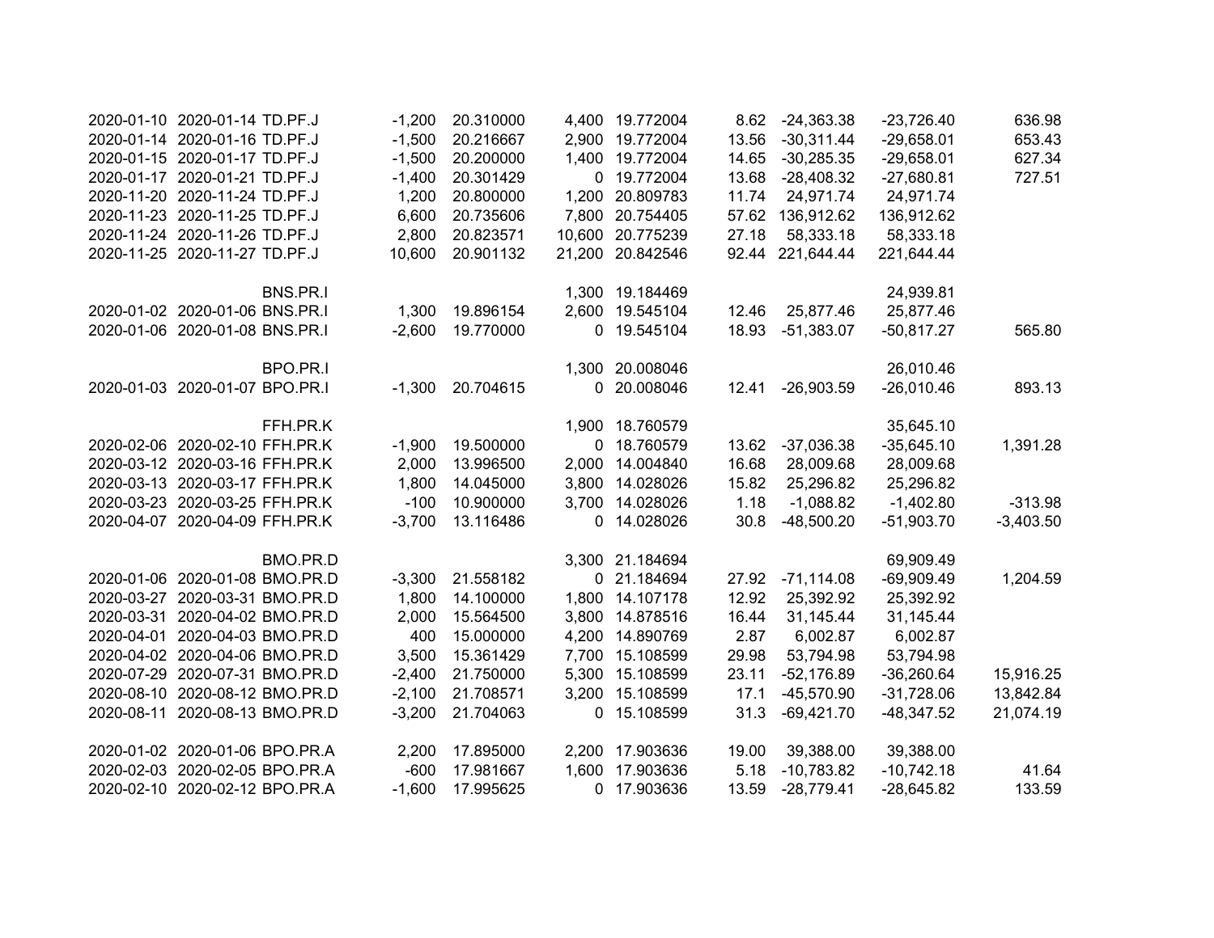| | | | | | | | | | | |
|---|---|---|---|---|---|---|---|---|---|---|
| 2020-01-10 | 2020-01-14 | TD.PF.J | -1,200 | 20.310000 | 4,400 | 19.772004 | 8.62 | -24,363.38 | -23,726.40 | 636.98 |
| 2020-01-14 | 2020-01-16 | TD.PF.J | -1,500 | 20.216667 | 2,900 | 19.772004 | 13.56 | -30,311.44 | -29,658.01 | 653.43 |
| 2020-01-15 | 2020-01-17 | TD.PF.J | -1,500 | 20.200000 | 1,400 | 19.772004 | 14.65 | -30,285.35 | -29,658.01 | 627.34 |
| 2020-01-17 | 2020-01-21 | TD.PF.J | -1,400 | 20.301429 | 0 | 19.772004 | 13.68 | -28,408.32 | -27,680.81 | 727.51 |
| 2020-11-20 | 2020-11-24 | TD.PF.J | 1,200 | 20.800000 | 1,200 | 20.809783 | 11.74 | 24,971.74 | 24,971.74 | |
| 2020-11-23 | 2020-11-25 | TD.PF.J | 6,600 | 20.735606 | 7,800 | 20.754405 | 57.62 | 136,912.62 | 136,912.62 | |
| 2020-11-24 | 2020-11-26 | TD.PF.J | 2,800 | 20.823571 | 10,600 | 20.775239 | 27.18 | 58,333.18 | 58,333.18 | |
| 2020-11-25 | 2020-11-27 | TD.PF.J | 10,600 | 20.901132 | 21,200 | 20.842546 | 92.44 | 221,644.44 | 221,644.44 | |
| | | | | | | | | | | |
| | | BNS.PR.I | | | 1,300 | 19.184469 | | | 24,939.81 | |
| 2020-01-02 | 2020-01-06 | BNS.PR.I | 1,300 | 19.896154 | 2,600 | 19.545104 | 12.46 | 25,877.46 | 25,877.46 | |
| 2020-01-06 | 2020-01-08 | BNS.PR.I | -2,600 | 19.770000 | 0 | 19.545104 | 18.93 | -51,383.07 | -50,817.27 | 565.80 |
| | | | | | | | | | | |
| | | BPO.PR.I | | | 1,300 | 20.008046 | | | 26,010.46 | |
| 2020-01-03 | 2020-01-07 | BPO.PR.I | -1,300 | 20.704615 | 0 | 20.008046 | 12.41 | -26,903.59 | -26,010.46 | 893.13 |
| | | | | | | | | | | |
| | | FFH.PR.K | | | 1,900 | 18.760579 | | | 35,645.10 | |
| 2020-02-06 | 2020-02-10 | FFH.PR.K | -1,900 | 19.500000 | 0 | 18.760579 | 13.62 | -37,036.38 | -35,645.10 | 1,391.28 |
| 2020-03-12 | 2020-03-16 | FFH.PR.K | 2,000 | 13.996500 | 2,000 | 14.004840 | 16.68 | 28,009.68 | 28,009.68 | |
| 2020-03-13 | 2020-03-17 | FFH.PR.K | 1,800 | 14.045000 | 3,800 | 14.028026 | 15.82 | 25,296.82 | 25,296.82 | |
| 2020-03-23 | 2020-03-25 | FFH.PR.K | -100 | 10.900000 | 3,700 | 14.028026 | 1.18 | -1,088.82 | -1,402.80 | -313.98 |
| 2020-04-07 | 2020-04-09 | FFH.PR.K | -3,700 | 13.116486 | 0 | 14.028026 | 30.8 | -48,500.20 | -51,903.70 | -3,403.50 |
| | | | | | | | | | | |
| | | BMO.PR.D | | | 3,300 | 21.184694 | | | 69,909.49 | |
| 2020-01-06 | 2020-01-08 | BMO.PR.D | -3,300 | 21.558182 | 0 | 21.184694 | 27.92 | -71,114.08 | -69,909.49 | 1,204.59 |
| 2020-03-27 | 2020-03-31 | BMO.PR.D | 1,800 | 14.100000 | 1,800 | 14.107178 | 12.92 | 25,392.92 | 25,392.92 | |
| 2020-03-31 | 2020-04-02 | BMO.PR.D | 2,000 | 15.564500 | 3,800 | 14.878516 | 16.44 | 31,145.44 | 31,145.44 | |
| 2020-04-01 | 2020-04-03 | BMO.PR.D | 400 | 15.000000 | 4,200 | 14.890769 | 2.87 | 6,002.87 | 6,002.87 | |
| 2020-04-02 | 2020-04-06 | BMO.PR.D | 3,500 | 15.361429 | 7,700 | 15.108599 | 29.98 | 53,794.98 | 53,794.98 | |
| 2020-07-29 | 2020-07-31 | BMO.PR.D | -2,400 | 21.750000 | 5,300 | 15.108599 | 23.11 | -52,176.89 | -36,260.64 | 15,916.25 |
| 2020-08-10 | 2020-08-12 | BMO.PR.D | -2,100 | 21.708571 | 3,200 | 15.108599 | 17.1 | -45,570.90 | -31,728.06 | 13,842.84 |
| 2020-08-11 | 2020-08-13 | BMO.PR.D | -3,200 | 21.704063 | 0 | 15.108599 | 31.3 | -69,421.70 | -48,347.52 | 21,074.19 |
| | | | | | | | | | | |
| 2020-01-02 | 2020-01-06 | BPO.PR.A | 2,200 | 17.895000 | 2,200 | 17.903636 | 19.00 | 39,388.00 | 39,388.00 | |
| 2020-02-03 | 2020-02-05 | BPO.PR.A | -600 | 17.981667 | 1,600 | 17.903636 | 5.18 | -10,783.82 | -10,742.18 | 41.64 |
| 2020-02-10 | 2020-02-12 | BPO.PR.A | -1,600 | 17.995625 | 0 | 17.903636 | 13.59 | -28,779.41 | -28,645.82 | 133.59 |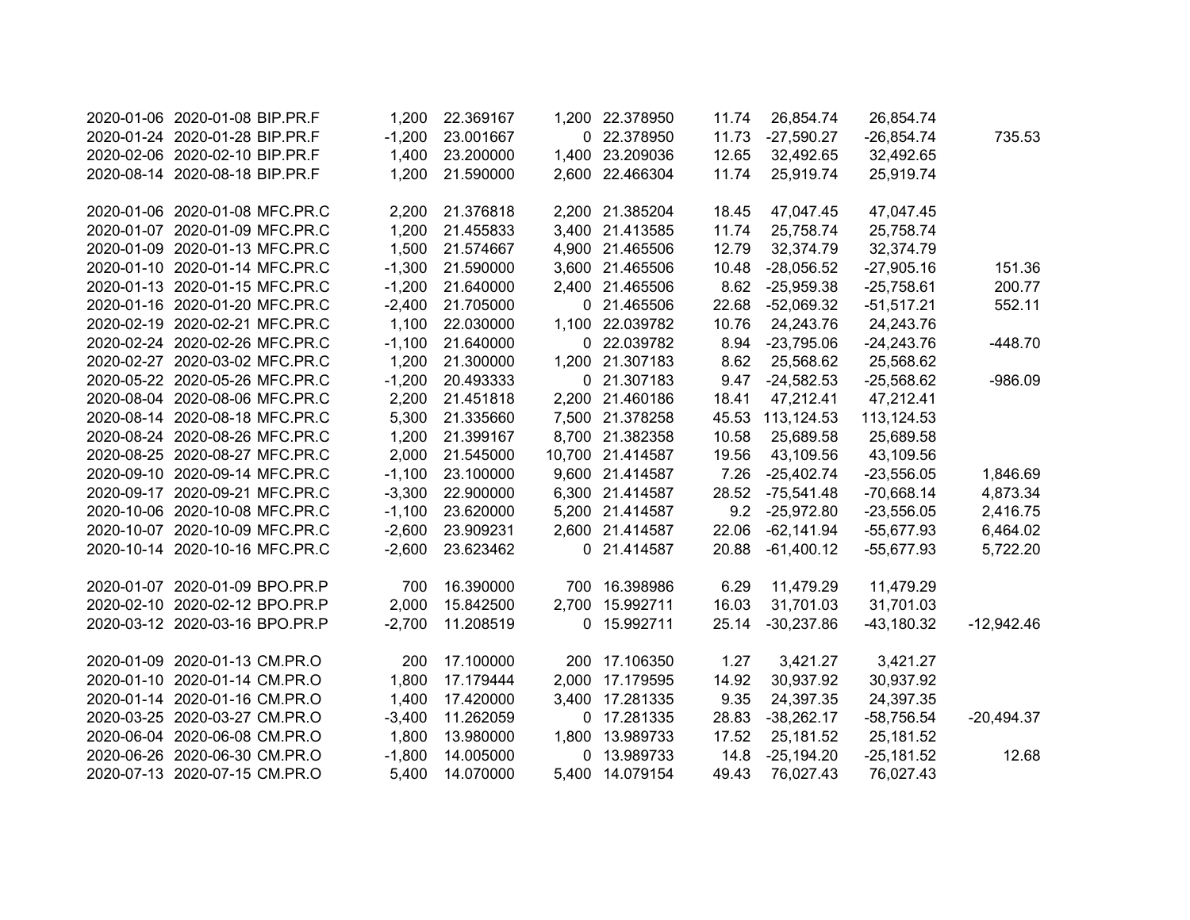| | | | | | | | | | | |
|---|---|---|---|---|---|---|---|---|---|---|
| 2020-01-06 | 2020-01-08 | BIP.PR.F | 1,200 | 22.369167 | 1,200 | 22.378950 | 11.74 | 26,854.74 | 26,854.74 | |
| 2020-01-24 | 2020-01-28 | BIP.PR.F | -1,200 | 23.001667 | 0 | 22.378950 | 11.73 | -27,590.27 | -26,854.74 | 735.53 |
| 2020-02-06 | 2020-02-10 | BIP.PR.F | 1,400 | 23.200000 | 1,400 | 23.209036 | 12.65 | 32,492.65 | 32,492.65 | |
| 2020-08-14 | 2020-08-18 | BIP.PR.F | 1,200 | 21.590000 | 2,600 | 22.466304 | 11.74 | 25,919.74 | 25,919.74 | |
| | | | | | | | | | | |
| 2020-01-06 | 2020-01-08 | MFC.PR.C | 2,200 | 21.376818 | 2,200 | 21.385204 | 18.45 | 47,047.45 | 47,047.45 | |
| 2020-01-07 | 2020-01-09 | MFC.PR.C | 1,200 | 21.455833 | 3,400 | 21.413585 | 11.74 | 25,758.74 | 25,758.74 | |
| 2020-01-09 | 2020-01-13 | MFC.PR.C | 1,500 | 21.574667 | 4,900 | 21.465506 | 12.79 | 32,374.79 | 32,374.79 | |
| 2020-01-10 | 2020-01-14 | MFC.PR.C | -1,300 | 21.590000 | 3,600 | 21.465506 | 10.48 | -28,056.52 | -27,905.16 | 151.36 |
| 2020-01-13 | 2020-01-15 | MFC.PR.C | -1,200 | 21.640000 | 2,400 | 21.465506 | 8.62 | -25,959.38 | -25,758.61 | 200.77 |
| 2020-01-16 | 2020-01-20 | MFC.PR.C | -2,400 | 21.705000 | 0 | 21.465506 | 22.68 | -52,069.32 | -51,517.21 | 552.11 |
| 2020-02-19 | 2020-02-21 | MFC.PR.C | 1,100 | 22.030000 | 1,100 | 22.039782 | 10.76 | 24,243.76 | 24,243.76 | |
| 2020-02-24 | 2020-02-26 | MFC.PR.C | -1,100 | 21.640000 | 0 | 22.039782 | 8.94 | -23,795.06 | -24,243.76 | -448.70 |
| 2020-02-27 | 2020-03-02 | MFC.PR.C | 1,200 | 21.300000 | 1,200 | 21.307183 | 8.62 | 25,568.62 | 25,568.62 | |
| 2020-05-22 | 2020-05-26 | MFC.PR.C | -1,200 | 20.493333 | 0 | 21.307183 | 9.47 | -24,582.53 | -25,568.62 | -986.09 |
| 2020-08-04 | 2020-08-06 | MFC.PR.C | 2,200 | 21.451818 | 2,200 | 21.460186 | 18.41 | 47,212.41 | 47,212.41 | |
| 2020-08-14 | 2020-08-18 | MFC.PR.C | 5,300 | 21.335660 | 7,500 | 21.378258 | 45.53 | 113,124.53 | 113,124.53 | |
| 2020-08-24 | 2020-08-26 | MFC.PR.C | 1,200 | 21.399167 | 8,700 | 21.382358 | 10.58 | 25,689.58 | 25,689.58 | |
| 2020-08-25 | 2020-08-27 | MFC.PR.C | 2,000 | 21.545000 | 10,700 | 21.414587 | 19.56 | 43,109.56 | 43,109.56 | |
| 2020-09-10 | 2020-09-14 | MFC.PR.C | -1,100 | 23.100000 | 9,600 | 21.414587 | 7.26 | -25,402.74 | -23,556.05 | 1,846.69 |
| 2020-09-17 | 2020-09-21 | MFC.PR.C | -3,300 | 22.900000 | 6,300 | 21.414587 | 28.52 | -75,541.48 | -70,668.14 | 4,873.34 |
| 2020-10-06 | 2020-10-08 | MFC.PR.C | -1,100 | 23.620000 | 5,200 | 21.414587 | 9.2 | -25,972.80 | -23,556.05 | 2,416.75 |
| 2020-10-07 | 2020-10-09 | MFC.PR.C | -2,600 | 23.909231 | 2,600 | 21.414587 | 22.06 | -62,141.94 | -55,677.93 | 6,464.02 |
| 2020-10-14 | 2020-10-16 | MFC.PR.C | -2,600 | 23.623462 | 0 | 21.414587 | 20.88 | -61,400.12 | -55,677.93 | 5,722.20 |
| | | | | | | | | | | |
| 2020-01-07 | 2020-01-09 | BPO.PR.P | 700 | 16.390000 | 700 | 16.398986 | 6.29 | 11,479.29 | 11,479.29 | |
| 2020-02-10 | 2020-02-12 | BPO.PR.P | 2,000 | 15.842500 | 2,700 | 15.992711 | 16.03 | 31,701.03 | 31,701.03 | |
| 2020-03-12 | 2020-03-16 | BPO.PR.P | -2,700 | 11.208519 | 0 | 15.992711 | 25.14 | -30,237.86 | -43,180.32 | -12,942.46 |
| | | | | | | | | | | |
| 2020-01-09 | 2020-01-13 | CM.PR.O | 200 | 17.100000 | 200 | 17.106350 | 1.27 | 3,421.27 | 3,421.27 | |
| 2020-01-10 | 2020-01-14 | CM.PR.O | 1,800 | 17.179444 | 2,000 | 17.179595 | 14.92 | 30,937.92 | 30,937.92 | |
| 2020-01-14 | 2020-01-16 | CM.PR.O | 1,400 | 17.420000 | 3,400 | 17.281335 | 9.35 | 24,397.35 | 24,397.35 | |
| 2020-03-25 | 2020-03-27 | CM.PR.O | -3,400 | 11.262059 | 0 | 17.281335 | 28.83 | -38,262.17 | -58,756.54 | -20,494.37 |
| 2020-06-04 | 2020-06-08 | CM.PR.O | 1,800 | 13.980000 | 1,800 | 13.989733 | 17.52 | 25,181.52 | 25,181.52 | |
| 2020-06-26 | 2020-06-30 | CM.PR.O | -1,800 | 14.005000 | 0 | 13.989733 | 14.8 | -25,194.20 | -25,181.52 | 12.68 |
| 2020-07-13 | 2020-07-15 | CM.PR.O | 5,400 | 14.070000 | 5,400 | 14.079154 | 49.43 | 76,027.43 | 76,027.43 | |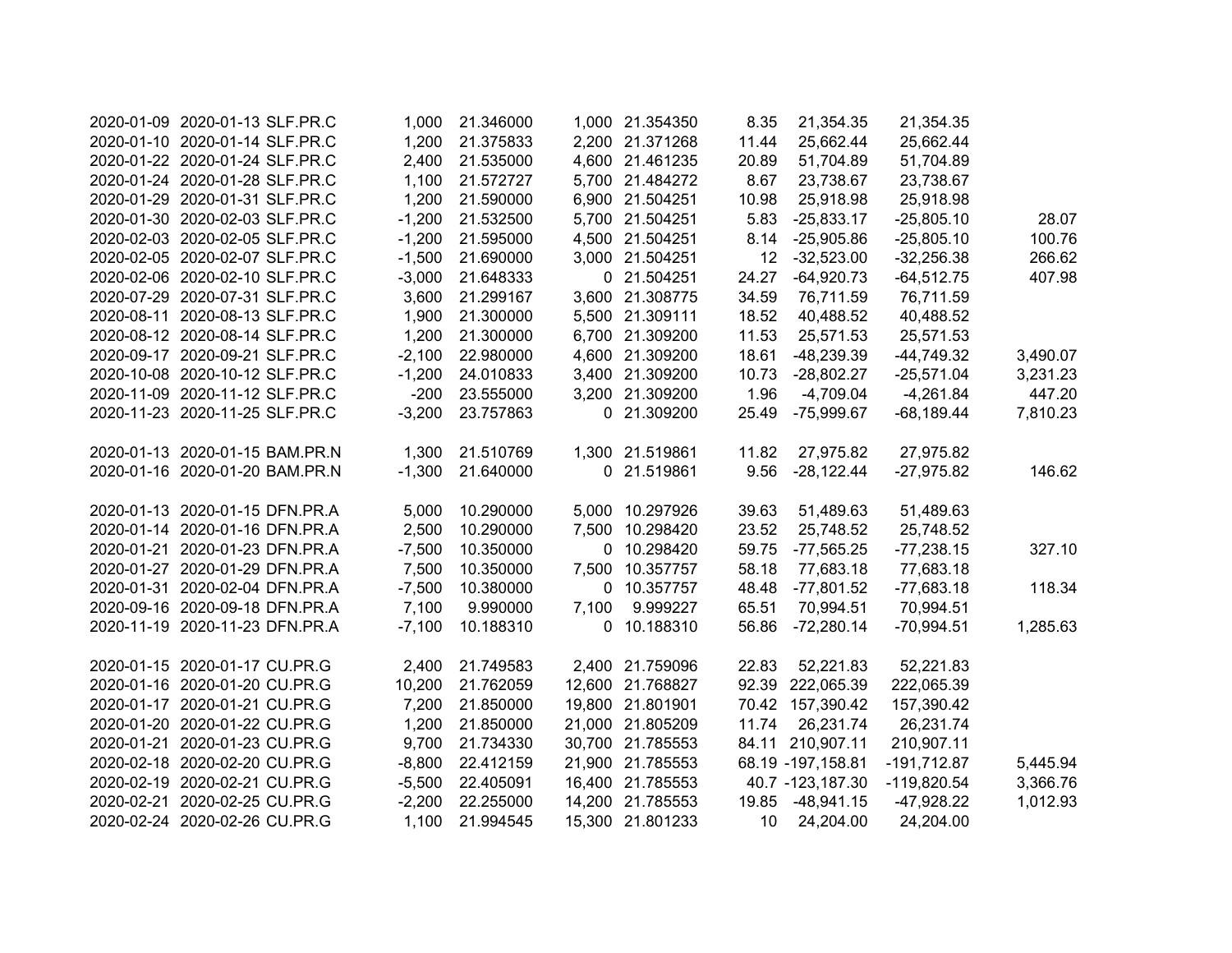| | | | | | | | | | | |
|---|---|---|---|---|---|---|---|---|---|---|
| 2020-01-09 | 2020-01-13 | SLF.PR.C | 1,000 | 21.346000 | 1,000 | 21.354350 | 8.35 | 21,354.35 | 21,354.35 | |
| 2020-01-10 | 2020-01-14 | SLF.PR.C | 1,200 | 21.375833 | 2,200 | 21.371268 | 11.44 | 25,662.44 | 25,662.44 | |
| 2020-01-22 | 2020-01-24 | SLF.PR.C | 2,400 | 21.535000 | 4,600 | 21.461235 | 20.89 | 51,704.89 | 51,704.89 | |
| 2020-01-24 | 2020-01-28 | SLF.PR.C | 1,100 | 21.572727 | 5,700 | 21.484272 | 8.67 | 23,738.67 | 23,738.67 | |
| 2020-01-29 | 2020-01-31 | SLF.PR.C | 1,200 | 21.590000 | 6,900 | 21.504251 | 10.98 | 25,918.98 | 25,918.98 | |
| 2020-01-30 | 2020-02-03 | SLF.PR.C | -1,200 | 21.532500 | 5,700 | 21.504251 | 5.83 | -25,833.17 | -25,805.10 | 28.07 |
| 2020-02-03 | 2020-02-05 | SLF.PR.C | -1,200 | 21.595000 | 4,500 | 21.504251 | 8.14 | -25,905.86 | -25,805.10 | 100.76 |
| 2020-02-05 | 2020-02-07 | SLF.PR.C | -1,500 | 21.690000 | 3,000 | 21.504251 | 12 | -32,523.00 | -32,256.38 | 266.62 |
| 2020-02-06 | 2020-02-10 | SLF.PR.C | -3,000 | 21.648333 | 0 | 21.504251 | 24.27 | -64,920.73 | -64,512.75 | 407.98 |
| 2020-07-29 | 2020-07-31 | SLF.PR.C | 3,600 | 21.299167 | 3,600 | 21.308775 | 34.59 | 76,711.59 | 76,711.59 | |
| 2020-08-11 | 2020-08-13 | SLF.PR.C | 1,900 | 21.300000 | 5,500 | 21.309111 | 18.52 | 40,488.52 | 40,488.52 | |
| 2020-08-12 | 2020-08-14 | SLF.PR.C | 1,200 | 21.300000 | 6,700 | 21.309200 | 11.53 | 25,571.53 | 25,571.53 | |
| 2020-09-17 | 2020-09-21 | SLF.PR.C | -2,100 | 22.980000 | 4,600 | 21.309200 | 18.61 | -48,239.39 | -44,749.32 | 3,490.07 |
| 2020-10-08 | 2020-10-12 | SLF.PR.C | -1,200 | 24.010833 | 3,400 | 21.309200 | 10.73 | -28,802.27 | -25,571.04 | 3,231.23 |
| 2020-11-09 | 2020-11-12 | SLF.PR.C | -200 | 23.555000 | 3,200 | 21.309200 | 1.96 | -4,709.04 | -4,261.84 | 447.20 |
| 2020-11-23 | 2020-11-25 | SLF.PR.C | -3,200 | 23.757863 | 0 | 21.309200 | 25.49 | -75,999.67 | -68,189.44 | 7,810.23 |
| | | | | | | | | | | |
| 2020-01-13 | 2020-01-15 | BAM.PR.N | 1,300 | 21.510769 | 1,300 | 21.519861 | 11.82 | 27,975.82 | 27,975.82 | |
| 2020-01-16 | 2020-01-20 | BAM.PR.N | -1,300 | 21.640000 | 0 | 21.519861 | 9.56 | -28,122.44 | -27,975.82 | 146.62 |
| | | | | | | | | | | |
| 2020-01-13 | 2020-01-15 | DFN.PR.A | 5,000 | 10.290000 | 5,000 | 10.297926 | 39.63 | 51,489.63 | 51,489.63 | |
| 2020-01-14 | 2020-01-16 | DFN.PR.A | 2,500 | 10.290000 | 7,500 | 10.298420 | 23.52 | 25,748.52 | 25,748.52 | |
| 2020-01-21 | 2020-01-23 | DFN.PR.A | -7,500 | 10.350000 | 0 | 10.298420 | 59.75 | -77,565.25 | -77,238.15 | 327.10 |
| 2020-01-27 | 2020-01-29 | DFN.PR.A | 7,500 | 10.350000 | 7,500 | 10.357757 | 58.18 | 77,683.18 | 77,683.18 | |
| 2020-01-31 | 2020-02-04 | DFN.PR.A | -7,500 | 10.380000 | 0 | 10.357757 | 48.48 | -77,801.52 | -77,683.18 | 118.34 |
| 2020-09-16 | 2020-09-18 | DFN.PR.A | 7,100 | 9.990000 | 7,100 | 9.999227 | 65.51 | 70,994.51 | 70,994.51 | |
| 2020-11-19 | 2020-11-23 | DFN.PR.A | -7,100 | 10.188310 | 0 | 10.188310 | 56.86 | -72,280.14 | -70,994.51 | 1,285.63 |
| | | | | | | | | | | |
| 2020-01-15 | 2020-01-17 | CU.PR.G | 2,400 | 21.749583 | 2,400 | 21.759096 | 22.83 | 52,221.83 | 52,221.83 | |
| 2020-01-16 | 2020-01-20 | CU.PR.G | 10,200 | 21.762059 | 12,600 | 21.768827 | 92.39 | 222,065.39 | 222,065.39 | |
| 2020-01-17 | 2020-01-21 | CU.PR.G | 7,200 | 21.850000 | 19,800 | 21.801901 | 70.42 | 157,390.42 | 157,390.42 | |
| 2020-01-20 | 2020-01-22 | CU.PR.G | 1,200 | 21.850000 | 21,000 | 21.805209 | 11.74 | 26,231.74 | 26,231.74 | |
| 2020-01-21 | 2020-01-23 | CU.PR.G | 9,700 | 21.734330 | 30,700 | 21.785553 | 84.11 | 210,907.11 | 210,907.11 | |
| 2020-02-18 | 2020-02-20 | CU.PR.G | -8,800 | 22.412159 | 21,900 | 21.785553 | 68.19 | -197,158.81 | -191,712.87 | 5,445.94 |
| 2020-02-19 | 2020-02-21 | CU.PR.G | -5,500 | 22.405091 | 16,400 | 21.785553 | 40.7 | -123,187.30 | -119,820.54 | 3,366.76 |
| 2020-02-21 | 2020-02-25 | CU.PR.G | -2,200 | 22.255000 | 14,200 | 21.785553 | 19.85 | -48,941.15 | -47,928.22 | 1,012.93 |
| 2020-02-24 | 2020-02-26 | CU.PR.G | 1,100 | 21.994545 | 15,300 | 21.801233 | 10 | 24,204.00 | 24,204.00 | |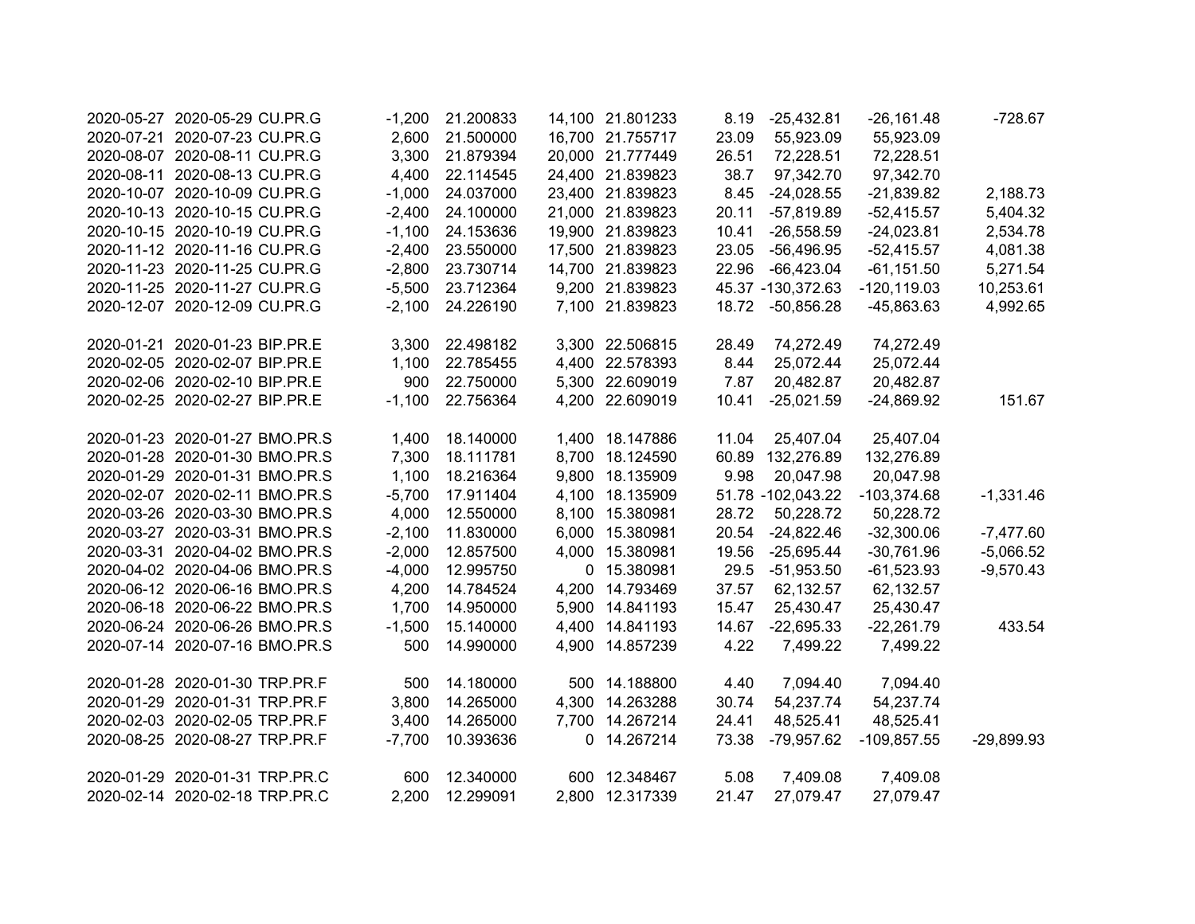| | | | | | | | | | | |
|---|---|---|---|---|---|---|---|---|---|---|
| 2020-05-27 | 2020-05-29 | CU.PR.G | -1,200 | 21.200833 | 14,100 | 21.801233 | 8.19 | -25,432.81 | -26,161.48 | -728.67 |
| 2020-07-21 | 2020-07-23 | CU.PR.G | 2,600 | 21.500000 | 16,700 | 21.755717 | 23.09 | 55,923.09 | 55,923.09 | |
| 2020-08-07 | 2020-08-11 | CU.PR.G | 3,300 | 21.879394 | 20,000 | 21.777449 | 26.51 | 72,228.51 | 72,228.51 | |
| 2020-08-11 | 2020-08-13 | CU.PR.G | 4,400 | 22.114545 | 24,400 | 21.839823 | 38.7 | 97,342.70 | 97,342.70 | |
| 2020-10-07 | 2020-10-09 | CU.PR.G | -1,000 | 24.037000 | 23,400 | 21.839823 | 8.45 | -24,028.55 | -21,839.82 | 2,188.73 |
| 2020-10-13 | 2020-10-15 | CU.PR.G | -2,400 | 24.100000 | 21,000 | 21.839823 | 20.11 | -57,819.89 | -52,415.57 | 5,404.32 |
| 2020-10-15 | 2020-10-19 | CU.PR.G | -1,100 | 24.153636 | 19,900 | 21.839823 | 10.41 | -26,558.59 | -24,023.81 | 2,534.78 |
| 2020-11-12 | 2020-11-16 | CU.PR.G | -2,400 | 23.550000 | 17,500 | 21.839823 | 23.05 | -56,496.95 | -52,415.57 | 4,081.38 |
| 2020-11-23 | 2020-11-25 | CU.PR.G | -2,800 | 23.730714 | 14,700 | 21.839823 | 22.96 | -66,423.04 | -61,151.50 | 5,271.54 |
| 2020-11-25 | 2020-11-27 | CU.PR.G | -5,500 | 23.712364 | 9,200 | 21.839823 | 45.37 | -130,372.63 | -120,119.03 | 10,253.61 |
| 2020-12-07 | 2020-12-09 | CU.PR.G | -2,100 | 24.226190 | 7,100 | 21.839823 | 18.72 | -50,856.28 | -45,863.63 | 4,992.65 |
| | | | | | | | | | | |
| 2020-01-21 | 2020-01-23 | BIP.PR.E | 3,300 | 22.498182 | 3,300 | 22.506815 | 28.49 | 74,272.49 | 74,272.49 | |
| 2020-02-05 | 2020-02-07 | BIP.PR.E | 1,100 | 22.785455 | 4,400 | 22.578393 | 8.44 | 25,072.44 | 25,072.44 | |
| 2020-02-06 | 2020-02-10 | BIP.PR.E | 900 | 22.750000 | 5,300 | 22.609019 | 7.87 | 20,482.87 | 20,482.87 | |
| 2020-02-25 | 2020-02-27 | BIP.PR.E | -1,100 | 22.756364 | 4,200 | 22.609019 | 10.41 | -25,021.59 | -24,869.92 | 151.67 |
| | | | | | | | | | | |
| 2020-01-23 | 2020-01-27 | BMO.PR.S | 1,400 | 18.140000 | 1,400 | 18.147886 | 11.04 | 25,407.04 | 25,407.04 | |
| 2020-01-28 | 2020-01-30 | BMO.PR.S | 7,300 | 18.111781 | 8,700 | 18.124590 | 60.89 | 132,276.89 | 132,276.89 | |
| 2020-01-29 | 2020-01-31 | BMO.PR.S | 1,100 | 18.216364 | 9,800 | 18.135909 | 9.98 | 20,047.98 | 20,047.98 | |
| 2020-02-07 | 2020-02-11 | BMO.PR.S | -5,700 | 17.911404 | 4,100 | 18.135909 | 51.78 | -102,043.22 | -103,374.68 | -1,331.46 |
| 2020-03-26 | 2020-03-30 | BMO.PR.S | 4,000 | 12.550000 | 8,100 | 15.380981 | 28.72 | 50,228.72 | 50,228.72 | |
| 2020-03-27 | 2020-03-31 | BMO.PR.S | -2,100 | 11.830000 | 6,000 | 15.380981 | 20.54 | -24,822.46 | -32,300.06 | -7,477.60 |
| 2020-03-31 | 2020-04-02 | BMO.PR.S | -2,000 | 12.857500 | 4,000 | 15.380981 | 19.56 | -25,695.44 | -30,761.96 | -5,066.52 |
| 2020-04-02 | 2020-04-06 | BMO.PR.S | -4,000 | 12.995750 | 0 | 15.380981 | 29.5 | -51,953.50 | -61,523.93 | -9,570.43 |
| 2020-06-12 | 2020-06-16 | BMO.PR.S | 4,200 | 14.784524 | 4,200 | 14.793469 | 37.57 | 62,132.57 | 62,132.57 | |
| 2020-06-18 | 2020-06-22 | BMO.PR.S | 1,700 | 14.950000 | 5,900 | 14.841193 | 15.47 | 25,430.47 | 25,430.47 | |
| 2020-06-24 | 2020-06-26 | BMO.PR.S | -1,500 | 15.140000 | 4,400 | 14.841193 | 14.67 | -22,695.33 | -22,261.79 | 433.54 |
| 2020-07-14 | 2020-07-16 | BMO.PR.S | 500 | 14.990000 | 4,900 | 14.857239 | 4.22 | 7,499.22 | 7,499.22 | |
| | | | | | | | | | | |
| 2020-01-28 | 2020-01-30 | TRP.PR.F | 500 | 14.180000 | 500 | 14.188800 | 4.40 | 7,094.40 | 7,094.40 | |
| 2020-01-29 | 2020-01-31 | TRP.PR.F | 3,800 | 14.265000 | 4,300 | 14.263288 | 30.74 | 54,237.74 | 54,237.74 | |
| 2020-02-03 | 2020-02-05 | TRP.PR.F | 3,400 | 14.265000 | 7,700 | 14.267214 | 24.41 | 48,525.41 | 48,525.41 | |
| 2020-08-25 | 2020-08-27 | TRP.PR.F | -7,700 | 10.393636 | 0 | 14.267214 | 73.38 | -79,957.62 | -109,857.55 | -29,899.93 |
| | | | | | | | | | | |
| 2020-01-29 | 2020-01-31 | TRP.PR.C | 600 | 12.340000 | 600 | 12.348467 | 5.08 | 7,409.08 | 7,409.08 | |
| 2020-02-14 | 2020-02-18 | TRP.PR.C | 2,200 | 12.299091 | 2,800 | 12.317339 | 21.47 | 27,079.47 | 27,079.47 | |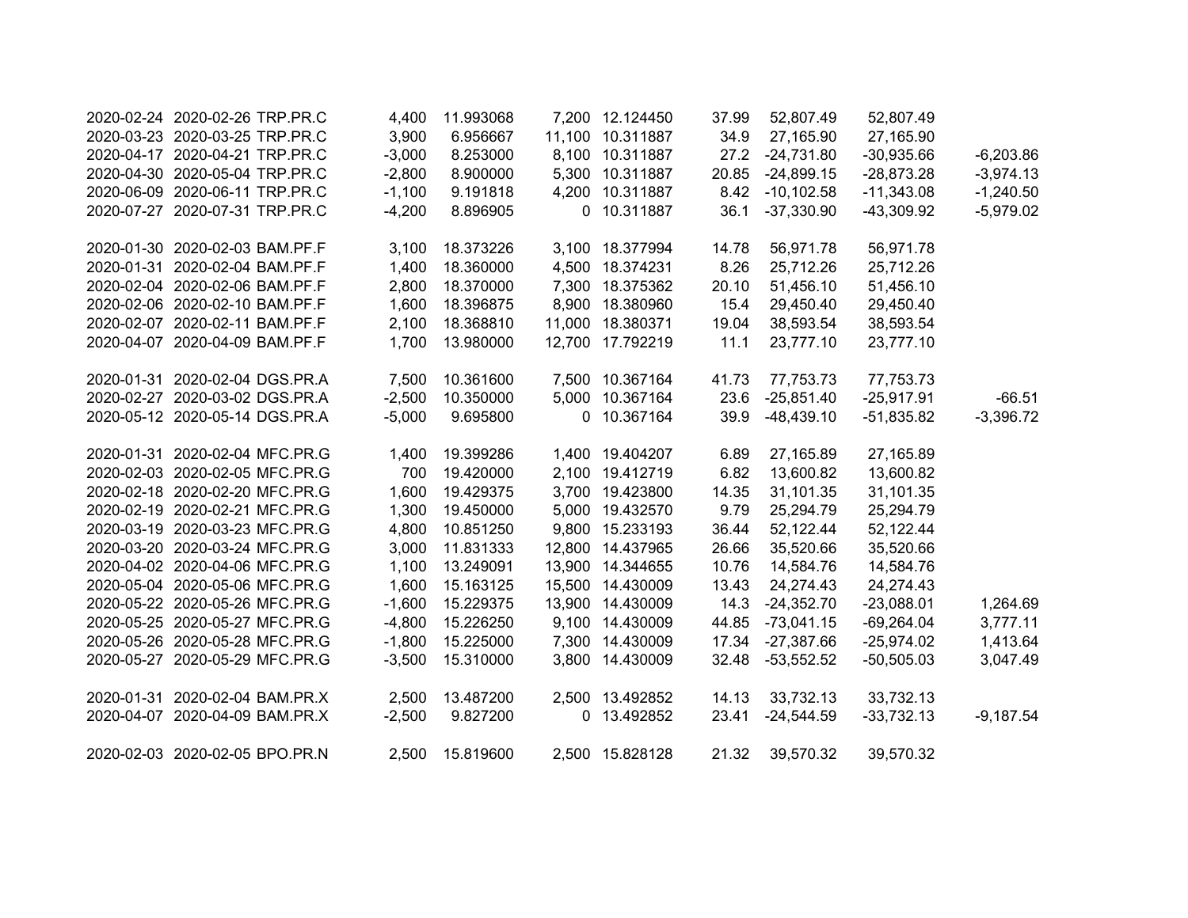| | | | | | | | | | | |
|---|---|---|---|---|---|---|---|---|---|---|
| 2020-02-24 | 2020-02-26 | TRP.PR.C | 4,400 | 11.993068 | 7,200 | 12.124450 | 37.99 | 52,807.49 | 52,807.49 | |
| 2020-03-23 | 2020-03-25 | TRP.PR.C | 3,900 | 6.956667 | 11,100 | 10.311887 | 34.9 | 27,165.90 | 27,165.90 | |
| 2020-04-17 | 2020-04-21 | TRP.PR.C | -3,000 | 8.253000 | 8,100 | 10.311887 | 27.2 | -24,731.80 | -30,935.66 | -6,203.86 |
| 2020-04-30 | 2020-05-04 | TRP.PR.C | -2,800 | 8.900000 | 5,300 | 10.311887 | 20.85 | -24,899.15 | -28,873.28 | -3,974.13 |
| 2020-06-09 | 2020-06-11 | TRP.PR.C | -1,100 | 9.191818 | 4,200 | 10.311887 | 8.42 | -10,102.58 | -11,343.08 | -1,240.50 |
| 2020-07-27 | 2020-07-31 | TRP.PR.C | -4,200 | 8.896905 | 0 | 10.311887 | 36.1 | -37,330.90 | -43,309.92 | -5,979.02 |
| | | | | | | | | | | |
| 2020-01-30 | 2020-02-03 | BAM.PF.F | 3,100 | 18.373226 | 3,100 | 18.377994 | 14.78 | 56,971.78 | 56,971.78 | |
| 2020-01-31 | 2020-02-04 | BAM.PF.F | 1,400 | 18.360000 | 4,500 | 18.374231 | 8.26 | 25,712.26 | 25,712.26 | |
| 2020-02-04 | 2020-02-06 | BAM.PF.F | 2,800 | 18.370000 | 7,300 | 18.375362 | 20.10 | 51,456.10 | 51,456.10 | |
| 2020-02-06 | 2020-02-10 | BAM.PF.F | 1,600 | 18.396875 | 8,900 | 18.380960 | 15.4 | 29,450.40 | 29,450.40 | |
| 2020-02-07 | 2020-02-11 | BAM.PF.F | 2,100 | 18.368810 | 11,000 | 18.380371 | 19.04 | 38,593.54 | 38,593.54 | |
| 2020-04-07 | 2020-04-09 | BAM.PF.F | 1,700 | 13.980000 | 12,700 | 17.792219 | 11.1 | 23,777.10 | 23,777.10 | |
| | | | | | | | | | | |
| 2020-01-31 | 2020-02-04 | DGS.PR.A | 7,500 | 10.361600 | 7,500 | 10.367164 | 41.73 | 77,753.73 | 77,753.73 | |
| 2020-02-27 | 2020-03-02 | DGS.PR.A | -2,500 | 10.350000 | 5,000 | 10.367164 | 23.6 | -25,851.40 | -25,917.91 | -66.51 |
| 2020-05-12 | 2020-05-14 | DGS.PR.A | -5,000 | 9.695800 | 0 | 10.367164 | 39.9 | -48,439.10 | -51,835.82 | -3,396.72 |
| | | | | | | | | | | |
| 2020-01-31 | 2020-02-04 | MFC.PR.G | 1,400 | 19.399286 | 1,400 | 19.404207 | 6.89 | 27,165.89 | 27,165.89 | |
| 2020-02-03 | 2020-02-05 | MFC.PR.G | 700 | 19.420000 | 2,100 | 19.412719 | 6.82 | 13,600.82 | 13,600.82 | |
| 2020-02-18 | 2020-02-20 | MFC.PR.G | 1,600 | 19.429375 | 3,700 | 19.423800 | 14.35 | 31,101.35 | 31,101.35 | |
| 2020-02-19 | 2020-02-21 | MFC.PR.G | 1,300 | 19.450000 | 5,000 | 19.432570 | 9.79 | 25,294.79 | 25,294.79 | |
| 2020-03-19 | 2020-03-23 | MFC.PR.G | 4,800 | 10.851250 | 9,800 | 15.233193 | 36.44 | 52,122.44 | 52,122.44 | |
| 2020-03-20 | 2020-03-24 | MFC.PR.G | 3,000 | 11.831333 | 12,800 | 14.437965 | 26.66 | 35,520.66 | 35,520.66 | |
| 2020-04-02 | 2020-04-06 | MFC.PR.G | 1,100 | 13.249091 | 13,900 | 14.344655 | 10.76 | 14,584.76 | 14,584.76 | |
| 2020-05-04 | 2020-05-06 | MFC.PR.G | 1,600 | 15.163125 | 15,500 | 14.430009 | 13.43 | 24,274.43 | 24,274.43 | |
| 2020-05-22 | 2020-05-26 | MFC.PR.G | -1,600 | 15.229375 | 13,900 | 14.430009 | 14.3 | -24,352.70 | -23,088.01 | 1,264.69 |
| 2020-05-25 | 2020-05-27 | MFC.PR.G | -4,800 | 15.226250 | 9,100 | 14.430009 | 44.85 | -73,041.15 | -69,264.04 | 3,777.11 |
| 2020-05-26 | 2020-05-28 | MFC.PR.G | -1,800 | 15.225000 | 7,300 | 14.430009 | 17.34 | -27,387.66 | -25,974.02 | 1,413.64 |
| 2020-05-27 | 2020-05-29 | MFC.PR.G | -3,500 | 15.310000 | 3,800 | 14.430009 | 32.48 | -53,552.52 | -50,505.03 | 3,047.49 |
| | | | | | | | | | | |
| 2020-01-31 | 2020-02-04 | BAM.PR.X | 2,500 | 13.487200 | 2,500 | 13.492852 | 14.13 | 33,732.13 | 33,732.13 | |
| 2020-04-07 | 2020-04-09 | BAM.PR.X | -2,500 | 9.827200 | 0 | 13.492852 | 23.41 | -24,544.59 | -33,732.13 | -9,187.54 |
| | | | | | | | | | | |
| 2020-02-03 | 2020-02-05 | BPO.PR.N | 2,500 | 15.819600 | 2,500 | 15.828128 | 21.32 | 39,570.32 | 39,570.32 | |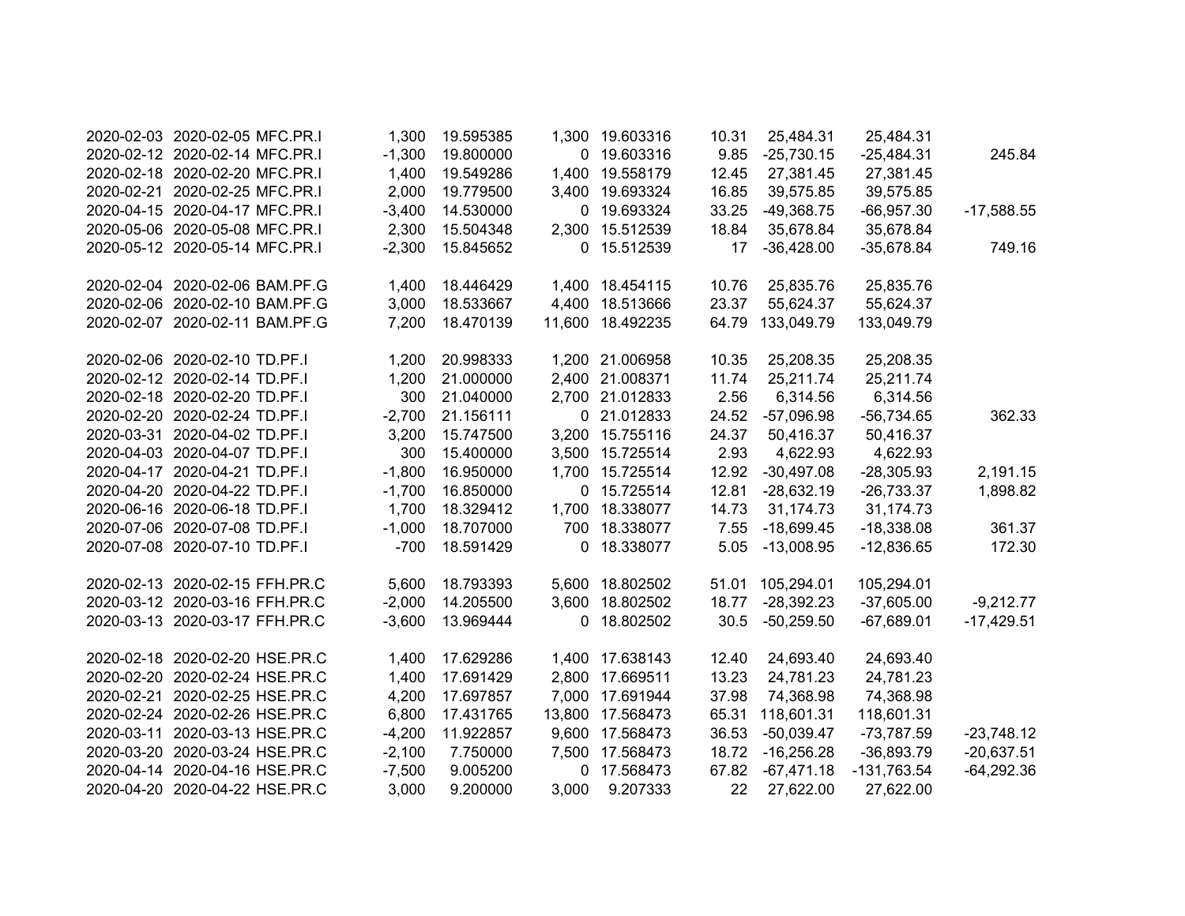| | | | | | | | | | | |
|---|---|---|---|---|---|---|---|---|---|---|
| 2020-02-03 | 2020-02-05 | MFC.PR.I | 1,300 | 19.595385 | 1,300 | 19.603316 | 10.31 | 25,484.31 | 25,484.31 | |
| 2020-02-12 | 2020-02-14 | MFC.PR.I | -1,300 | 19.800000 | 0 | 19.603316 | 9.85 | -25,730.15 | -25,484.31 | 245.84 |
| 2020-02-18 | 2020-02-20 | MFC.PR.I | 1,400 | 19.549286 | 1,400 | 19.558179 | 12.45 | 27,381.45 | 27,381.45 | |
| 2020-02-21 | 2020-02-25 | MFC.PR.I | 2,000 | 19.779500 | 3,400 | 19.693324 | 16.85 | 39,575.85 | 39,575.85 | |
| 2020-04-15 | 2020-04-17 | MFC.PR.I | -3,400 | 14.530000 | 0 | 19.693324 | 33.25 | -49,368.75 | -66,957.30 | -17,588.55 |
| 2020-05-06 | 2020-05-08 | MFC.PR.I | 2,300 | 15.504348 | 2,300 | 15.512539 | 18.84 | 35,678.84 | 35,678.84 | |
| 2020-05-12 | 2020-05-14 | MFC.PR.I | -2,300 | 15.845652 | 0 | 15.512539 | 17 | -36,428.00 | -35,678.84 | 749.16 |
| | | | | | | | | | | |
| 2020-02-04 | 2020-02-06 | BAM.PF.G | 1,400 | 18.446429 | 1,400 | 18.454115 | 10.76 | 25,835.76 | 25,835.76 | |
| 2020-02-06 | 2020-02-10 | BAM.PF.G | 3,000 | 18.533667 | 4,400 | 18.513666 | 23.37 | 55,624.37 | 55,624.37 | |
| 2020-02-07 | 2020-02-11 | BAM.PF.G | 7,200 | 18.470139 | 11,600 | 18.492235 | 64.79 | 133,049.79 | 133,049.79 | |
| | | | | | | | | | | |
| 2020-02-06 | 2020-02-10 | TD.PF.I | 1,200 | 20.998333 | 1,200 | 21.006958 | 10.35 | 25,208.35 | 25,208.35 | |
| 2020-02-12 | 2020-02-14 | TD.PF.I | 1,200 | 21.000000 | 2,400 | 21.008371 | 11.74 | 25,211.74 | 25,211.74 | |
| 2020-02-18 | 2020-02-20 | TD.PF.I | 300 | 21.040000 | 2,700 | 21.012833 | 2.56 | 6,314.56 | 6,314.56 | |
| 2020-02-20 | 2020-02-24 | TD.PF.I | -2,700 | 21.156111 | 0 | 21.012833 | 24.52 | -57,096.98 | -56,734.65 | 362.33 |
| 2020-03-31 | 2020-04-02 | TD.PF.I | 3,200 | 15.747500 | 3,200 | 15.755116 | 24.37 | 50,416.37 | 50,416.37 | |
| 2020-04-03 | 2020-04-07 | TD.PF.I | 300 | 15.400000 | 3,500 | 15.725514 | 2.93 | 4,622.93 | 4,622.93 | |
| 2020-04-17 | 2020-04-21 | TD.PF.I | -1,800 | 16.950000 | 1,700 | 15.725514 | 12.92 | -30,497.08 | -28,305.93 | 2,191.15 |
| 2020-04-20 | 2020-04-22 | TD.PF.I | -1,700 | 16.850000 | 0 | 15.725514 | 12.81 | -28,632.19 | -26,733.37 | 1,898.82 |
| 2020-06-16 | 2020-06-18 | TD.PF.I | 1,700 | 18.329412 | 1,700 | 18.338077 | 14.73 | 31,174.73 | 31,174.73 | |
| 2020-07-06 | 2020-07-08 | TD.PF.I | -1,000 | 18.707000 | 700 | 18.338077 | 7.55 | -18,699.45 | -18,338.08 | 361.37 |
| 2020-07-08 | 2020-07-10 | TD.PF.I | -700 | 18.591429 | 0 | 18.338077 | 5.05 | -13,008.95 | -12,836.65 | 172.30 |
| | | | | | | | | | | |
| 2020-02-13 | 2020-02-15 | FFH.PR.C | 5,600 | 18.793393 | 5,600 | 18.802502 | 51.01 | 105,294.01 | 105,294.01 | |
| 2020-03-12 | 2020-03-16 | FFH.PR.C | -2,000 | 14.205500 | 3,600 | 18.802502 | 18.77 | -28,392.23 | -37,605.00 | -9,212.77 |
| 2020-03-13 | 2020-03-17 | FFH.PR.C | -3,600 | 13.969444 | 0 | 18.802502 | 30.5 | -50,259.50 | -67,689.01 | -17,429.51 |
| | | | | | | | | | | |
| 2020-02-18 | 2020-02-20 | HSE.PR.C | 1,400 | 17.629286 | 1,400 | 17.638143 | 12.40 | 24,693.40 | 24,693.40 | |
| 2020-02-20 | 2020-02-24 | HSE.PR.C | 1,400 | 17.691429 | 2,800 | 17.669511 | 13.23 | 24,781.23 | 24,781.23 | |
| 2020-02-21 | 2020-02-25 | HSE.PR.C | 4,200 | 17.697857 | 7,000 | 17.691944 | 37.98 | 74,368.98 | 74,368.98 | |
| 2020-02-24 | 2020-02-26 | HSE.PR.C | 6,800 | 17.431765 | 13,800 | 17.568473 | 65.31 | 118,601.31 | 118,601.31 | |
| 2020-03-11 | 2020-03-13 | HSE.PR.C | -4,200 | 11.922857 | 9,600 | 17.568473 | 36.53 | -50,039.47 | -73,787.59 | -23,748.12 |
| 2020-03-20 | 2020-03-24 | HSE.PR.C | -2,100 | 7.750000 | 7,500 | 17.568473 | 18.72 | -16,256.28 | -36,893.79 | -20,637.51 |
| 2020-04-14 | 2020-04-16 | HSE.PR.C | -7,500 | 9.005200 | 0 | 17.568473 | 67.82 | -67,471.18 | -131,763.54 | -64,292.36 |
| 2020-04-20 | 2020-04-22 | HSE.PR.C | 3,000 | 9.200000 | 3,000 | 9.207333 | 22 | 27,622.00 | 27,622.00 | |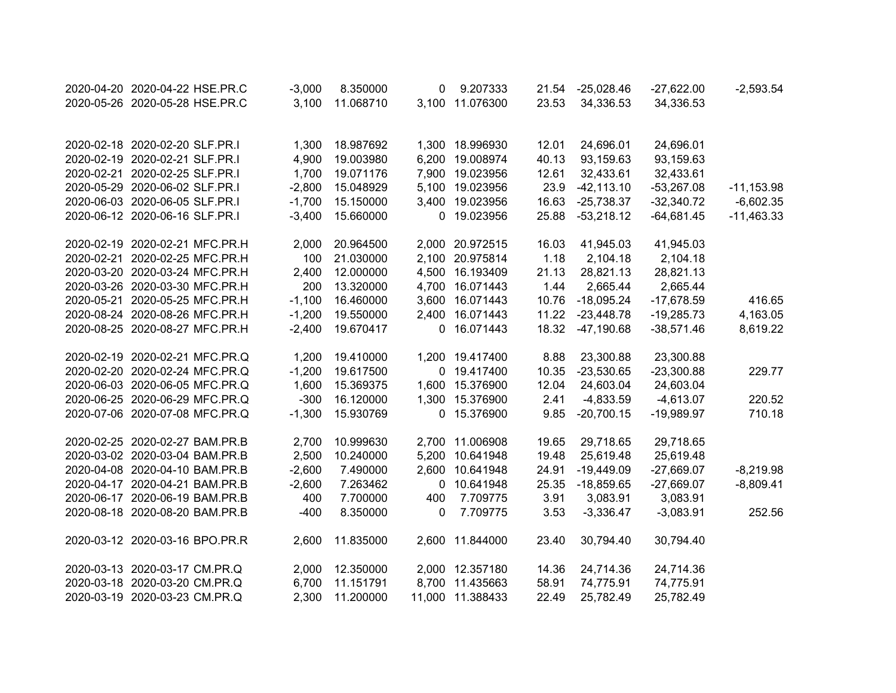| | | | | | | | | | | |
|---|---|---|---|---|---|---|---|---|---|---|
| 2020-04-20 | 2020-04-22 | HSE.PR.C | -3,000 | 8.350000 | 0 | 9.207333 | 21.54 | -25,028.46 | -27,622.00 | -2,593.54 |
| 2020-05-26 | 2020-05-28 | HSE.PR.C | 3,100 | 11.068710 | 3,100 | 11.076300 | 23.53 | 34,336.53 | 34,336.53 | |
| | | | | | | | | | | |
| 2020-02-18 | 2020-02-20 | SLF.PR.I | 1,300 | 18.987692 | 1,300 | 18.996930 | 12.01 | 24,696.01 | 24,696.01 | |
| 2020-02-19 | 2020-02-21 | SLF.PR.I | 4,900 | 19.003980 | 6,200 | 19.008974 | 40.13 | 93,159.63 | 93,159.63 | |
| 2020-02-21 | 2020-02-25 | SLF.PR.I | 1,700 | 19.071176 | 7,900 | 19.023956 | 12.61 | 32,433.61 | 32,433.61 | |
| 2020-05-29 | 2020-06-02 | SLF.PR.I | -2,800 | 15.048929 | 5,100 | 19.023956 | 23.9 | -42,113.10 | -53,267.08 | -11,153.98 |
| 2020-06-03 | 2020-06-05 | SLF.PR.I | -1,700 | 15.150000 | 3,400 | 19.023956 | 16.63 | -25,738.37 | -32,340.72 | -6,602.35 |
| 2020-06-12 | 2020-06-16 | SLF.PR.I | -3,400 | 15.660000 | 0 | 19.023956 | 25.88 | -53,218.12 | -64,681.45 | -11,463.33 |
| | | | | | | | | | | |
| 2020-02-19 | 2020-02-21 | MFC.PR.H | 2,000 | 20.964500 | 2,000 | 20.972515 | 16.03 | 41,945.03 | 41,945.03 | |
| 2020-02-21 | 2020-02-25 | MFC.PR.H | 100 | 21.030000 | 2,100 | 20.975814 | 1.18 | 2,104.18 | 2,104.18 | |
| 2020-03-20 | 2020-03-24 | MFC.PR.H | 2,400 | 12.000000 | 4,500 | 16.193409 | 21.13 | 28,821.13 | 28,821.13 | |
| 2020-03-26 | 2020-03-30 | MFC.PR.H | 200 | 13.320000 | 4,700 | 16.071443 | 1.44 | 2,665.44 | 2,665.44 | |
| 2020-05-21 | 2020-05-25 | MFC.PR.H | -1,100 | 16.460000 | 3,600 | 16.071443 | 10.76 | -18,095.24 | -17,678.59 | 416.65 |
| 2020-08-24 | 2020-08-26 | MFC.PR.H | -1,200 | 19.550000 | 2,400 | 16.071443 | 11.22 | -23,448.78 | -19,285.73 | 4,163.05 |
| 2020-08-25 | 2020-08-27 | MFC.PR.H | -2,400 | 19.670417 | 0 | 16.071443 | 18.32 | -47,190.68 | -38,571.46 | 8,619.22 |
| | | | | | | | | | | |
| 2020-02-19 | 2020-02-21 | MFC.PR.Q | 1,200 | 19.410000 | 1,200 | 19.417400 | 8.88 | 23,300.88 | 23,300.88 | |
| 2020-02-20 | 2020-02-24 | MFC.PR.Q | -1,200 | 19.617500 | 0 | 19.417400 | 10.35 | -23,530.65 | -23,300.88 | 229.77 |
| 2020-06-03 | 2020-06-05 | MFC.PR.Q | 1,600 | 15.369375 | 1,600 | 15.376900 | 12.04 | 24,603.04 | 24,603.04 | |
| 2020-06-25 | 2020-06-29 | MFC.PR.Q | -300 | 16.120000 | 1,300 | 15.376900 | 2.41 | -4,833.59 | -4,613.07 | 220.52 |
| 2020-07-06 | 2020-07-08 | MFC.PR.Q | -1,300 | 15.930769 | 0 | 15.376900 | 9.85 | -20,700.15 | -19,989.97 | 710.18 |
| | | | | | | | | | | |
| 2020-02-25 | 2020-02-27 | BAM.PR.B | 2,700 | 10.999630 | 2,700 | 11.006908 | 19.65 | 29,718.65 | 29,718.65 | |
| 2020-03-02 | 2020-03-04 | BAM.PR.B | 2,500 | 10.240000 | 5,200 | 10.641948 | 19.48 | 25,619.48 | 25,619.48 | |
| 2020-04-08 | 2020-04-10 | BAM.PR.B | -2,600 | 7.490000 | 2,600 | 10.641948 | 24.91 | -19,449.09 | -27,669.07 | -8,219.98 |
| 2020-04-17 | 2020-04-21 | BAM.PR.B | -2,600 | 7.263462 | 0 | 10.641948 | 25.35 | -18,859.65 | -27,669.07 | -8,809.41 |
| 2020-06-17 | 2020-06-19 | BAM.PR.B | 400 | 7.700000 | 400 | 7.709775 | 3.91 | 3,083.91 | 3,083.91 | |
| 2020-08-18 | 2020-08-20 | BAM.PR.B | -400 | 8.350000 | 0 | 7.709775 | 3.53 | -3,336.47 | -3,083.91 | 252.56 |
| | | | | | | | | | | |
| 2020-03-12 | 2020-03-16 | BPO.PR.R | 2,600 | 11.835000 | 2,600 | 11.844000 | 23.40 | 30,794.40 | 30,794.40 | |
| | | | | | | | | | | |
| 2020-03-13 | 2020-03-17 | CM.PR.Q | 2,000 | 12.350000 | 2,000 | 12.357180 | 14.36 | 24,714.36 | 24,714.36 | |
| 2020-03-18 | 2020-03-20 | CM.PR.Q | 6,700 | 11.151791 | 8,700 | 11.435663 | 58.91 | 74,775.91 | 74,775.91 | |
| 2020-03-19 | 2020-03-23 | CM.PR.Q | 2,300 | 11.200000 | 11,000 | 11.388433 | 22.49 | 25,782.49 | 25,782.49 | |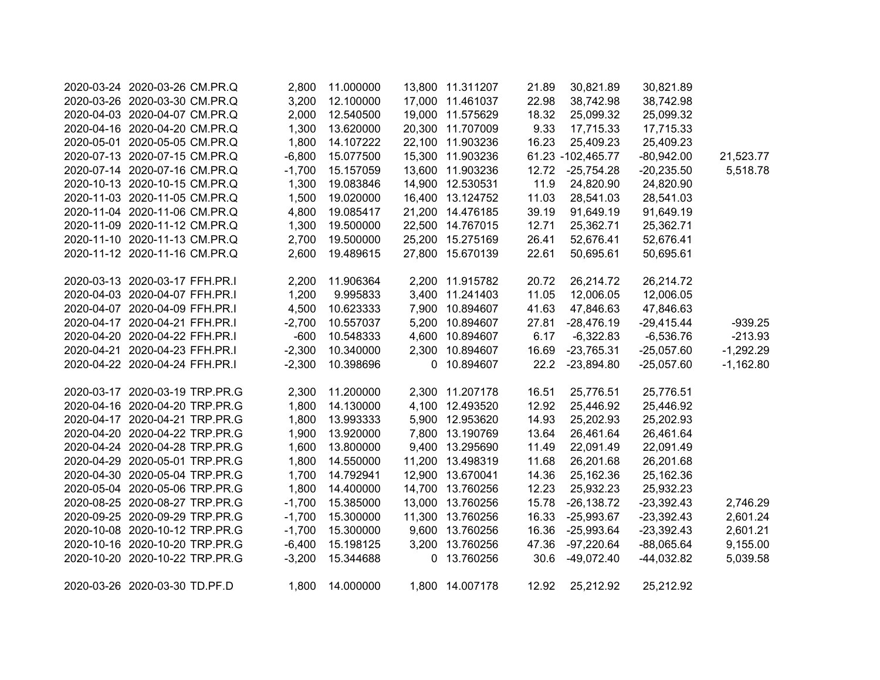| | | | | | | | | | | |
|---|---|---|---|---|---|---|---|---|---|---|
| 2020-03-24 | 2020-03-26 | CM.PR.Q | 2,800 | 11.000000 | 13,800 | 11.311207 | 21.89 | 30,821.89 | 30,821.89 | |
| 2020-03-26 | 2020-03-30 | CM.PR.Q | 3,200 | 12.100000 | 17,000 | 11.461037 | 22.98 | 38,742.98 | 38,742.98 | |
| 2020-04-03 | 2020-04-07 | CM.PR.Q | 2,000 | 12.540500 | 19,000 | 11.575629 | 18.32 | 25,099.32 | 25,099.32 | |
| 2020-04-16 | 2020-04-20 | CM.PR.Q | 1,300 | 13.620000 | 20,300 | 11.707009 | 9.33 | 17,715.33 | 17,715.33 | |
| 2020-05-01 | 2020-05-05 | CM.PR.Q | 1,800 | 14.107222 | 22,100 | 11.903236 | 16.23 | 25,409.23 | 25,409.23 | |
| 2020-07-13 | 2020-07-15 | CM.PR.Q | -6,800 | 15.077500 | 15,300 | 11.903236 | 61.23 | -102,465.77 | -80,942.00 | 21,523.77 |
| 2020-07-14 | 2020-07-16 | CM.PR.Q | -1,700 | 15.157059 | 13,600 | 11.903236 | 12.72 | -25,754.28 | -20,235.50 | 5,518.78 |
| 2020-10-13 | 2020-10-15 | CM.PR.Q | 1,300 | 19.083846 | 14,900 | 12.530531 | 11.9 | 24,820.90 | 24,820.90 | |
| 2020-11-03 | 2020-11-05 | CM.PR.Q | 1,500 | 19.020000 | 16,400 | 13.124752 | 11.03 | 28,541.03 | 28,541.03 | |
| 2020-11-04 | 2020-11-06 | CM.PR.Q | 4,800 | 19.085417 | 21,200 | 14.476185 | 39.19 | 91,649.19 | 91,649.19 | |
| 2020-11-09 | 2020-11-12 | CM.PR.Q | 1,300 | 19.500000 | 22,500 | 14.767015 | 12.71 | 25,362.71 | 25,362.71 | |
| 2020-11-10 | 2020-11-13 | CM.PR.Q | 2,700 | 19.500000 | 25,200 | 15.275169 | 26.41 | 52,676.41 | 52,676.41 | |
| 2020-11-12 | 2020-11-16 | CM.PR.Q | 2,600 | 19.489615 | 27,800 | 15.670139 | 22.61 | 50,695.61 | 50,695.61 | |
| | | | | | | | | | | |
| 2020-03-13 | 2020-03-17 | FFH.PR.I | 2,200 | 11.906364 | 2,200 | 11.915782 | 20.72 | 26,214.72 | 26,214.72 | |
| 2020-04-03 | 2020-04-07 | FFH.PR.I | 1,200 | 9.995833 | 3,400 | 11.241403 | 11.05 | 12,006.05 | 12,006.05 | |
| 2020-04-07 | 2020-04-09 | FFH.PR.I | 4,500 | 10.623333 | 7,900 | 10.894607 | 41.63 | 47,846.63 | 47,846.63 | |
| 2020-04-17 | 2020-04-21 | FFH.PR.I | -2,700 | 10.557037 | 5,200 | 10.894607 | 27.81 | -28,476.19 | -29,415.44 | -939.25 |
| 2020-04-20 | 2020-04-22 | FFH.PR.I | -600 | 10.548333 | 4,600 | 10.894607 | 6.17 | -6,322.83 | -6,536.76 | -213.93 |
| 2020-04-21 | 2020-04-23 | FFH.PR.I | -2,300 | 10.340000 | 2,300 | 10.894607 | 16.69 | -23,765.31 | -25,057.60 | -1,292.29 |
| 2020-04-22 | 2020-04-24 | FFH.PR.I | -2,300 | 10.398696 | 0 | 10.894607 | 22.2 | -23,894.80 | -25,057.60 | -1,162.80 |
| | | | | | | | | | | |
| 2020-03-17 | 2020-03-19 | TRP.PR.G | 2,300 | 11.200000 | 2,300 | 11.207178 | 16.51 | 25,776.51 | 25,776.51 | |
| 2020-04-16 | 2020-04-20 | TRP.PR.G | 1,800 | 14.130000 | 4,100 | 12.493520 | 12.92 | 25,446.92 | 25,446.92 | |
| 2020-04-17 | 2020-04-21 | TRP.PR.G | 1,800 | 13.993333 | 5,900 | 12.953620 | 14.93 | 25,202.93 | 25,202.93 | |
| 2020-04-20 | 2020-04-22 | TRP.PR.G | 1,900 | 13.920000 | 7,800 | 13.190769 | 13.64 | 26,461.64 | 26,461.64 | |
| 2020-04-24 | 2020-04-28 | TRP.PR.G | 1,600 | 13.800000 | 9,400 | 13.295690 | 11.49 | 22,091.49 | 22,091.49 | |
| 2020-04-29 | 2020-05-01 | TRP.PR.G | 1,800 | 14.550000 | 11,200 | 13.498319 | 11.68 | 26,201.68 | 26,201.68 | |
| 2020-04-30 | 2020-05-04 | TRP.PR.G | 1,700 | 14.792941 | 12,900 | 13.670041 | 14.36 | 25,162.36 | 25,162.36 | |
| 2020-05-04 | 2020-05-06 | TRP.PR.G | 1,800 | 14.400000 | 14,700 | 13.760256 | 12.23 | 25,932.23 | 25,932.23 | |
| 2020-08-25 | 2020-08-27 | TRP.PR.G | -1,700 | 15.385000 | 13,000 | 13.760256 | 15.78 | -26,138.72 | -23,392.43 | 2,746.29 |
| 2020-09-25 | 2020-09-29 | TRP.PR.G | -1,700 | 15.300000 | 11,300 | 13.760256 | 16.33 | -25,993.67 | -23,392.43 | 2,601.24 |
| 2020-10-08 | 2020-10-12 | TRP.PR.G | -1,700 | 15.300000 | 9,600 | 13.760256 | 16.36 | -25,993.64 | -23,392.43 | 2,601.21 |
| 2020-10-16 | 2020-10-20 | TRP.PR.G | -6,400 | 15.198125 | 3,200 | 13.760256 | 47.36 | -97,220.64 | -88,065.64 | 9,155.00 |
| 2020-10-20 | 2020-10-22 | TRP.PR.G | -3,200 | 15.344688 | 0 | 13.760256 | 30.6 | -49,072.40 | -44,032.82 | 5,039.58 |
| | | | | | | | | | | |
| 2020-03-26 | 2020-03-30 | TD.PF.D | 1,800 | 14.000000 | 1,800 | 14.007178 | 12.92 | 25,212.92 | 25,212.92 | |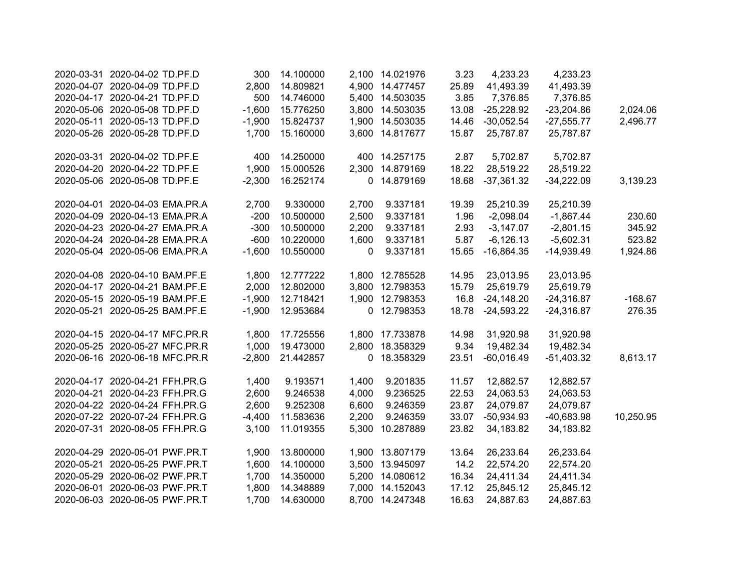| | | | | | | | | | | |
|---|---|---|---|---|---|---|---|---|---|---|
| 2020-03-31 | 2020-04-02 | TD.PF.D | 300 | 14.100000 | 2,100 | 14.021976 | 3.23 | 4,233.23 | 4,233.23 | |
| 2020-04-07 | 2020-04-09 | TD.PF.D | 2,800 | 14.809821 | 4,900 | 14.477457 | 25.89 | 41,493.39 | 41,493.39 | |
| 2020-04-17 | 2020-04-21 | TD.PF.D | 500 | 14.746000 | 5,400 | 14.503035 | 3.85 | 7,376.85 | 7,376.85 | |
| 2020-05-06 | 2020-05-08 | TD.PF.D | -1,600 | 15.776250 | 3,800 | 14.503035 | 13.08 | -25,228.92 | -23,204.86 | 2,024.06 |
| 2020-05-11 | 2020-05-13 | TD.PF.D | -1,900 | 15.824737 | 1,900 | 14.503035 | 14.46 | -30,052.54 | -27,555.77 | 2,496.77 |
| 2020-05-26 | 2020-05-28 | TD.PF.D | 1,700 | 15.160000 | 3,600 | 14.817677 | 15.87 | 25,787.87 | 25,787.87 | |
| | | | | | | | | | | |
| 2020-03-31 | 2020-04-02 | TD.PF.E | 400 | 14.250000 | 400 | 14.257175 | 2.87 | 5,702.87 | 5,702.87 | |
| 2020-04-20 | 2020-04-22 | TD.PF.E | 1,900 | 15.000526 | 2,300 | 14.879169 | 18.22 | 28,519.22 | 28,519.22 | |
| 2020-05-06 | 2020-05-08 | TD.PF.E | -2,300 | 16.252174 | 0 | 14.879169 | 18.68 | -37,361.32 | -34,222.09 | 3,139.23 |
| | | | | | | | | | | |
| 2020-04-01 | 2020-04-03 | EMA.PR.A | 2,700 | 9.330000 | 2,700 | 9.337181 | 19.39 | 25,210.39 | 25,210.39 | |
| 2020-04-09 | 2020-04-13 | EMA.PR.A | -200 | 10.500000 | 2,500 | 9.337181 | 1.96 | -2,098.04 | -1,867.44 | 230.60 |
| 2020-04-23 | 2020-04-27 | EMA.PR.A | -300 | 10.500000 | 2,200 | 9.337181 | 2.93 | -3,147.07 | -2,801.15 | 345.92 |
| 2020-04-24 | 2020-04-28 | EMA.PR.A | -600 | 10.220000 | 1,600 | 9.337181 | 5.87 | -6,126.13 | -5,602.31 | 523.82 |
| 2020-05-04 | 2020-05-06 | EMA.PR.A | -1,600 | 10.550000 | 0 | 9.337181 | 15.65 | -16,864.35 | -14,939.49 | 1,924.86 |
| | | | | | | | | | | |
| 2020-04-08 | 2020-04-10 | BAM.PF.E | 1,800 | 12.777222 | 1,800 | 12.785528 | 14.95 | 23,013.95 | 23,013.95 | |
| 2020-04-17 | 2020-04-21 | BAM.PF.E | 2,000 | 12.802000 | 3,800 | 12.798353 | 15.79 | 25,619.79 | 25,619.79 | |
| 2020-05-15 | 2020-05-19 | BAM.PF.E | -1,900 | 12.718421 | 1,900 | 12.798353 | 16.8 | -24,148.20 | -24,316.87 | -168.67 |
| 2020-05-21 | 2020-05-25 | BAM.PF.E | -1,900 | 12.953684 | 0 | 12.798353 | 18.78 | -24,593.22 | -24,316.87 | 276.35 |
| | | | | | | | | | | |
| 2020-04-15 | 2020-04-17 | MFC.PR.R | 1,800 | 17.725556 | 1,800 | 17.733878 | 14.98 | 31,920.98 | 31,920.98 | |
| 2020-05-25 | 2020-05-27 | MFC.PR.R | 1,000 | 19.473000 | 2,800 | 18.358329 | 9.34 | 19,482.34 | 19,482.34 | |
| 2020-06-16 | 2020-06-18 | MFC.PR.R | -2,800 | 21.442857 | 0 | 18.358329 | 23.51 | -60,016.49 | -51,403.32 | 8,613.17 |
| | | | | | | | | | | |
| 2020-04-17 | 2020-04-21 | FFH.PR.G | 1,400 | 9.193571 | 1,400 | 9.201835 | 11.57 | 12,882.57 | 12,882.57 | |
| 2020-04-21 | 2020-04-23 | FFH.PR.G | 2,600 | 9.246538 | 4,000 | 9.236525 | 22.53 | 24,063.53 | 24,063.53 | |
| 2020-04-22 | 2020-04-24 | FFH.PR.G | 2,600 | 9.252308 | 6,600 | 9.246359 | 23.87 | 24,079.87 | 24,079.87 | |
| 2020-07-22 | 2020-07-24 | FFH.PR.G | -4,400 | 11.583636 | 2,200 | 9.246359 | 33.07 | -50,934.93 | -40,683.98 | 10,250.95 |
| 2020-07-31 | 2020-08-05 | FFH.PR.G | 3,100 | 11.019355 | 5,300 | 10.287889 | 23.82 | 34,183.82 | 34,183.82 | |
| | | | | | | | | | | |
| 2020-04-29 | 2020-05-01 | PWF.PR.T | 1,900 | 13.800000 | 1,900 | 13.807179 | 13.64 | 26,233.64 | 26,233.64 | |
| 2020-05-21 | 2020-05-25 | PWF.PR.T | 1,600 | 14.100000 | 3,500 | 13.945097 | 14.2 | 22,574.20 | 22,574.20 | |
| 2020-05-29 | 2020-06-02 | PWF.PR.T | 1,700 | 14.350000 | 5,200 | 14.080612 | 16.34 | 24,411.34 | 24,411.34 | |
| 2020-06-01 | 2020-06-03 | PWF.PR.T | 1,800 | 14.348889 | 7,000 | 14.152043 | 17.12 | 25,845.12 | 25,845.12 | |
| 2020-06-03 | 2020-06-05 | PWF.PR.T | 1,700 | 14.630000 | 8,700 | 14.247348 | 16.63 | 24,887.63 | 24,887.63 | |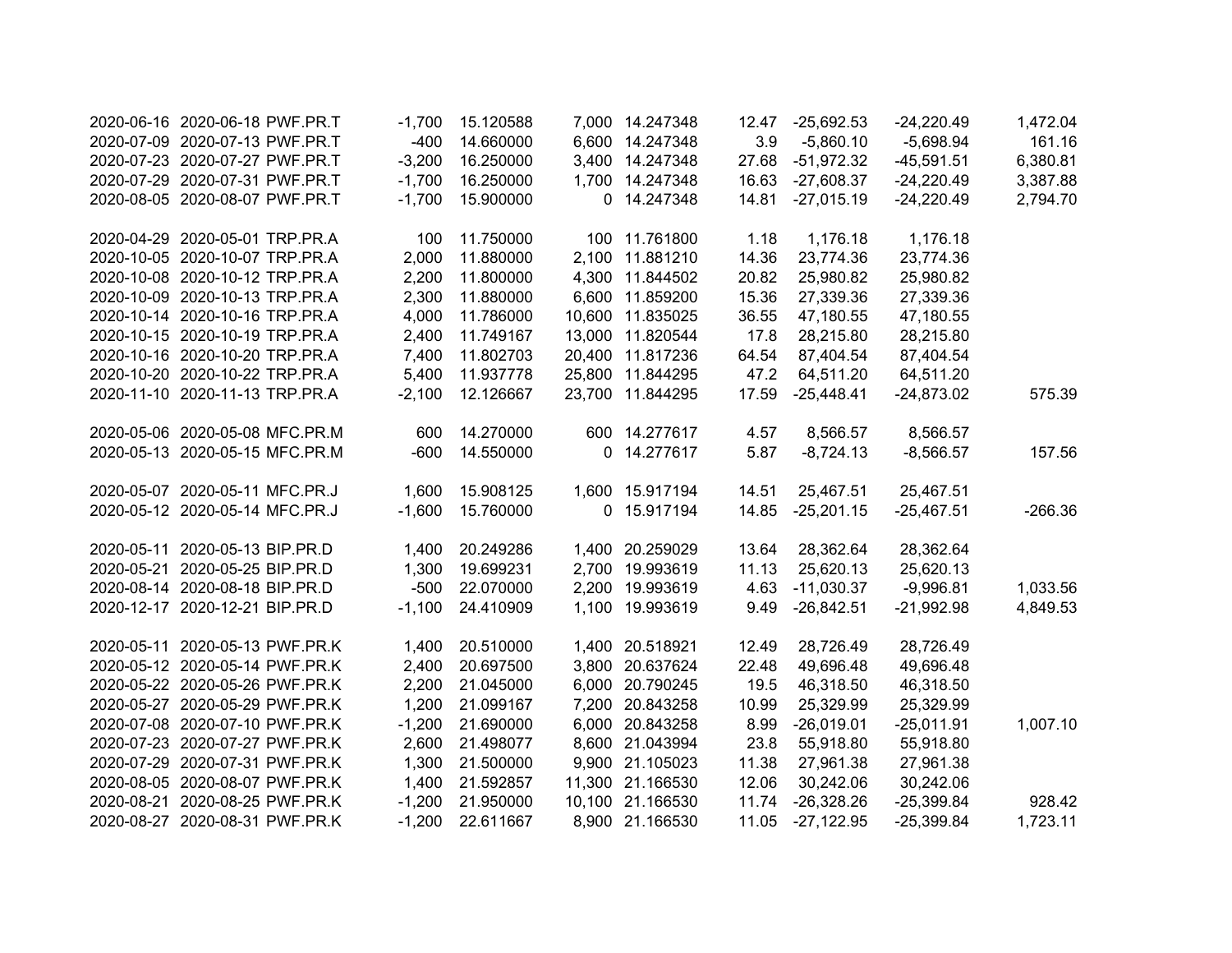| | | | | | | | | | | |
|---|---|---|---|---|---|---|---|---|---|---|
| 2020-06-16 | 2020-06-18 | PWF.PR.T | -1,700 | 15.120588 | 7,000 | 14.247348 | 12.47 | -25,692.53 | -24,220.49 | 1,472.04 |
| 2020-07-09 | 2020-07-13 | PWF.PR.T | -400 | 14.660000 | 6,600 | 14.247348 | 3.9 | -5,860.10 | -5,698.94 | 161.16 |
| 2020-07-23 | 2020-07-27 | PWF.PR.T | -3,200 | 16.250000 | 3,400 | 14.247348 | 27.68 | -51,972.32 | -45,591.51 | 6,380.81 |
| 2020-07-29 | 2020-07-31 | PWF.PR.T | -1,700 | 16.250000 | 1,700 | 14.247348 | 16.63 | -27,608.37 | -24,220.49 | 3,387.88 |
| 2020-08-05 | 2020-08-07 | PWF.PR.T | -1,700 | 15.900000 | 0 | 14.247348 | 14.81 | -27,015.19 | -24,220.49 | 2,794.70 |
| | | | | | | | | | | |
| 2020-04-29 | 2020-05-01 | TRP.PR.A | 100 | 11.750000 | 100 | 11.761800 | 1.18 | 1,176.18 | 1,176.18 | |
| 2020-10-05 | 2020-10-07 | TRP.PR.A | 2,000 | 11.880000 | 2,100 | 11.881210 | 14.36 | 23,774.36 | 23,774.36 | |
| 2020-10-08 | 2020-10-12 | TRP.PR.A | 2,200 | 11.800000 | 4,300 | 11.844502 | 20.82 | 25,980.82 | 25,980.82 | |
| 2020-10-09 | 2020-10-13 | TRP.PR.A | 2,300 | 11.880000 | 6,600 | 11.859200 | 15.36 | 27,339.36 | 27,339.36 | |
| 2020-10-14 | 2020-10-16 | TRP.PR.A | 4,000 | 11.786000 | 10,600 | 11.835025 | 36.55 | 47,180.55 | 47,180.55 | |
| 2020-10-15 | 2020-10-19 | TRP.PR.A | 2,400 | 11.749167 | 13,000 | 11.820544 | 17.8 | 28,215.80 | 28,215.80 | |
| 2020-10-16 | 2020-10-20 | TRP.PR.A | 7,400 | 11.802703 | 20,400 | 11.817236 | 64.54 | 87,404.54 | 87,404.54 | |
| 2020-10-20 | 2020-10-22 | TRP.PR.A | 5,400 | 11.937778 | 25,800 | 11.844295 | 47.2 | 64,511.20 | 64,511.20 | |
| 2020-11-10 | 2020-11-13 | TRP.PR.A | -2,100 | 12.126667 | 23,700 | 11.844295 | 17.59 | -25,448.41 | -24,873.02 | 575.39 |
| | | | | | | | | | | |
| 2020-05-06 | 2020-05-08 | MFC.PR.M | 600 | 14.270000 | 600 | 14.277617 | 4.57 | 8,566.57 | 8,566.57 | |
| 2020-05-13 | 2020-05-15 | MFC.PR.M | -600 | 14.550000 | 0 | 14.277617 | 5.87 | -8,724.13 | -8,566.57 | 157.56 |
| | | | | | | | | | | |
| 2020-05-07 | 2020-05-11 | MFC.PR.J | 1,600 | 15.908125 | 1,600 | 15.917194 | 14.51 | 25,467.51 | 25,467.51 | |
| 2020-05-12 | 2020-05-14 | MFC.PR.J | -1,600 | 15.760000 | 0 | 15.917194 | 14.85 | -25,201.15 | -25,467.51 | -266.36 |
| | | | | | | | | | | |
| 2020-05-11 | 2020-05-13 | BIP.PR.D | 1,400 | 20.249286 | 1,400 | 20.259029 | 13.64 | 28,362.64 | 28,362.64 | |
| 2020-05-21 | 2020-05-25 | BIP.PR.D | 1,300 | 19.699231 | 2,700 | 19.993619 | 11.13 | 25,620.13 | 25,620.13 | |
| 2020-08-14 | 2020-08-18 | BIP.PR.D | -500 | 22.070000 | 2,200 | 19.993619 | 4.63 | -11,030.37 | -9,996.81 | 1,033.56 |
| 2020-12-17 | 2020-12-21 | BIP.PR.D | -1,100 | 24.410909 | 1,100 | 19.993619 | 9.49 | -26,842.51 | -21,992.98 | 4,849.53 |
| | | | | | | | | | | |
| 2020-05-11 | 2020-05-13 | PWF.PR.K | 1,400 | 20.510000 | 1,400 | 20.518921 | 12.49 | 28,726.49 | 28,726.49 | |
| 2020-05-12 | 2020-05-14 | PWF.PR.K | 2,400 | 20.697500 | 3,800 | 20.637624 | 22.48 | 49,696.48 | 49,696.48 | |
| 2020-05-22 | 2020-05-26 | PWF.PR.K | 2,200 | 21.045000 | 6,000 | 20.790245 | 19.5 | 46,318.50 | 46,318.50 | |
| 2020-05-27 | 2020-05-29 | PWF.PR.K | 1,200 | 21.099167 | 7,200 | 20.843258 | 10.99 | 25,329.99 | 25,329.99 | |
| 2020-07-08 | 2020-07-10 | PWF.PR.K | -1,200 | 21.690000 | 6,000 | 20.843258 | 8.99 | -26,019.01 | -25,011.91 | 1,007.10 |
| 2020-07-23 | 2020-07-27 | PWF.PR.K | 2,600 | 21.498077 | 8,600 | 21.043994 | 23.8 | 55,918.80 | 55,918.80 | |
| 2020-07-29 | 2020-07-31 | PWF.PR.K | 1,300 | 21.500000 | 9,900 | 21.105023 | 11.38 | 27,961.38 | 27,961.38 | |
| 2020-08-05 | 2020-08-07 | PWF.PR.K | 1,400 | 21.592857 | 11,300 | 21.166530 | 12.06 | 30,242.06 | 30,242.06 | |
| 2020-08-21 | 2020-08-25 | PWF.PR.K | -1,200 | 21.950000 | 10,100 | 21.166530 | 11.74 | -26,328.26 | -25,399.84 | 928.42 |
| 2020-08-27 | 2020-08-31 | PWF.PR.K | -1,200 | 22.611667 | 8,900 | 21.166530 | 11.05 | -27,122.95 | -25,399.84 | 1,723.11 |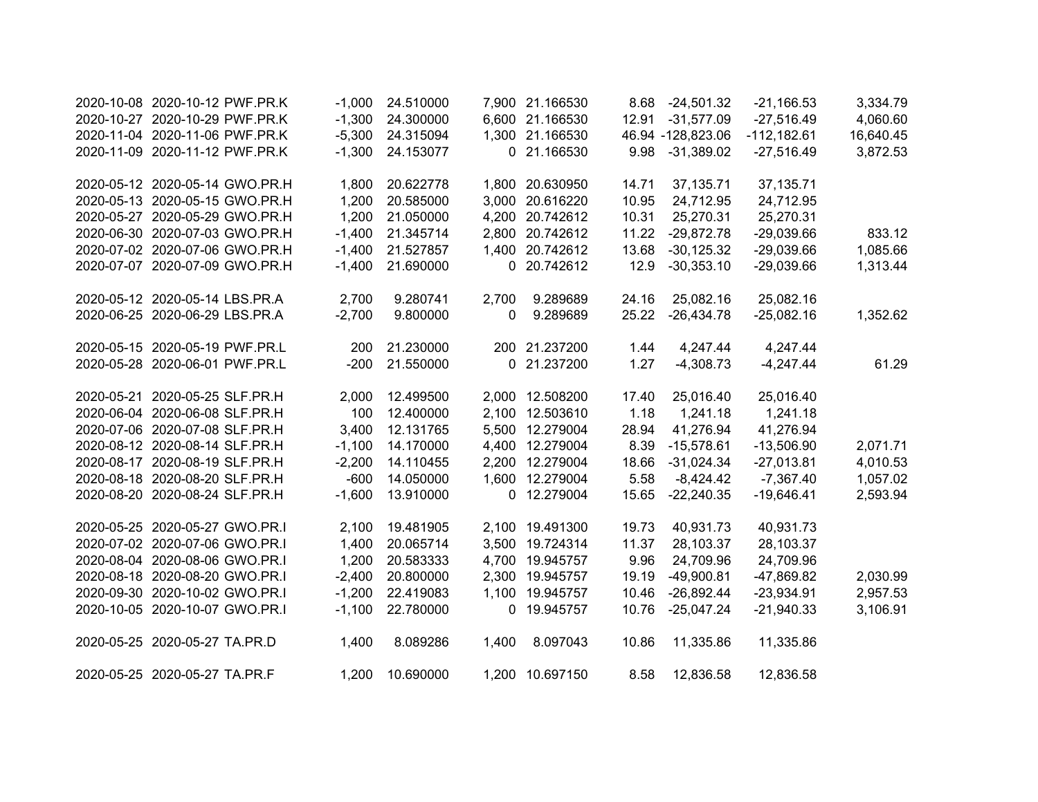| | | | | | | | | | | |
|---|---|---|---|---|---|---|---|---|---|---|
| 2020-10-08 | 2020-10-12 | PWF.PR.K | -1,000 | 24.510000 | 7,900 | 21.166530 | 8.68 | -24,501.32 | -21,166.53 | 3,334.79 |
| 2020-10-27 | 2020-10-29 | PWF.PR.K | -1,300 | 24.300000 | 6,600 | 21.166530 | 12.91 | -31,577.09 | -27,516.49 | 4,060.60 |
| 2020-11-04 | 2020-11-06 | PWF.PR.K | -5,300 | 24.315094 | 1,300 | 21.166530 | 46.94 | -128,823.06 | -112,182.61 | 16,640.45 |
| 2020-11-09 | 2020-11-12 | PWF.PR.K | -1,300 | 24.153077 | 0 | 21.166530 | 9.98 | -31,389.02 | -27,516.49 | 3,872.53 |
| | | | | | | | | | | |
| 2020-05-12 | 2020-05-14 | GWO.PR.H | 1,800 | 20.622778 | 1,800 | 20.630950 | 14.71 | 37,135.71 | 37,135.71 | |
| 2020-05-13 | 2020-05-15 | GWO.PR.H | 1,200 | 20.585000 | 3,000 | 20.616220 | 10.95 | 24,712.95 | 24,712.95 | |
| 2020-05-27 | 2020-05-29 | GWO.PR.H | 1,200 | 21.050000 | 4,200 | 20.742612 | 10.31 | 25,270.31 | 25,270.31 | |
| 2020-06-30 | 2020-07-03 | GWO.PR.H | -1,400 | 21.345714 | 2,800 | 20.742612 | 11.22 | -29,872.78 | -29,039.66 | 833.12 |
| 2020-07-02 | 2020-07-06 | GWO.PR.H | -1,400 | 21.527857 | 1,400 | 20.742612 | 13.68 | -30,125.32 | -29,039.66 | 1,085.66 |
| 2020-07-07 | 2020-07-09 | GWO.PR.H | -1,400 | 21.690000 | 0 | 20.742612 | 12.9 | -30,353.10 | -29,039.66 | 1,313.44 |
| | | | | | | | | | | |
| 2020-05-12 | 2020-05-14 | LBS.PR.A | 2,700 | 9.280741 | 2,700 | 9.289689 | 24.16 | 25,082.16 | 25,082.16 | |
| 2020-06-25 | 2020-06-29 | LBS.PR.A | -2,700 | 9.800000 | 0 | 9.289689 | 25.22 | -26,434.78 | -25,082.16 | 1,352.62 |
| | | | | | | | | | | |
| 2020-05-15 | 2020-05-19 | PWF.PR.L | 200 | 21.230000 | 200 | 21.237200 | 1.44 | 4,247.44 | 4,247.44 | |
| 2020-05-28 | 2020-06-01 | PWF.PR.L | -200 | 21.550000 | 0 | 21.237200 | 1.27 | -4,308.73 | -4,247.44 | 61.29 |
| | | | | | | | | | | |
| 2020-05-21 | 2020-05-25 | SLF.PR.H | 2,000 | 12.499500 | 2,000 | 12.508200 | 17.40 | 25,016.40 | 25,016.40 | |
| 2020-06-04 | 2020-06-08 | SLF.PR.H | 100 | 12.400000 | 2,100 | 12.503610 | 1.18 | 1,241.18 | 1,241.18 | |
| 2020-07-06 | 2020-07-08 | SLF.PR.H | 3,400 | 12.131765 | 5,500 | 12.279004 | 28.94 | 41,276.94 | 41,276.94 | |
| 2020-08-12 | 2020-08-14 | SLF.PR.H | -1,100 | 14.170000 | 4,400 | 12.279004 | 8.39 | -15,578.61 | -13,506.90 | 2,071.71 |
| 2020-08-17 | 2020-08-19 | SLF.PR.H | -2,200 | 14.110455 | 2,200 | 12.279004 | 18.66 | -31,024.34 | -27,013.81 | 4,010.53 |
| 2020-08-18 | 2020-08-20 | SLF.PR.H | -600 | 14.050000 | 1,600 | 12.279004 | 5.58 | -8,424.42 | -7,367.40 | 1,057.02 |
| 2020-08-20 | 2020-08-24 | SLF.PR.H | -1,600 | 13.910000 | 0 | 12.279004 | 15.65 | -22,240.35 | -19,646.41 | 2,593.94 |
| | | | | | | | | | | |
| 2020-05-25 | 2020-05-27 | GWO.PR.I | 2,100 | 19.481905 | 2,100 | 19.491300 | 19.73 | 40,931.73 | 40,931.73 | |
| 2020-07-02 | 2020-07-06 | GWO.PR.I | 1,400 | 20.065714 | 3,500 | 19.724314 | 11.37 | 28,103.37 | 28,103.37 | |
| 2020-08-04 | 2020-08-06 | GWO.PR.I | 1,200 | 20.583333 | 4,700 | 19.945757 | 9.96 | 24,709.96 | 24,709.96 | |
| 2020-08-18 | 2020-08-20 | GWO.PR.I | -2,400 | 20.800000 | 2,300 | 19.945757 | 19.19 | -49,900.81 | -47,869.82 | 2,030.99 |
| 2020-09-30 | 2020-10-02 | GWO.PR.I | -1,200 | 22.419083 | 1,100 | 19.945757 | 10.46 | -26,892.44 | -23,934.91 | 2,957.53 |
| 2020-10-05 | 2020-10-07 | GWO.PR.I | -1,100 | 22.780000 | 0 | 19.945757 | 10.76 | -25,047.24 | -21,940.33 | 3,106.91 |
| | | | | | | | | | | |
| 2020-05-25 | 2020-05-27 | TA.PR.D | 1,400 | 8.089286 | 1,400 | 8.097043 | 10.86 | 11,335.86 | 11,335.86 | |
| | | | | | | | | | | |
| 2020-05-25 | 2020-05-27 | TA.PR.F | 1,200 | 10.690000 | 1,200 | 10.697150 | 8.58 | 12,836.58 | 12,836.58 | |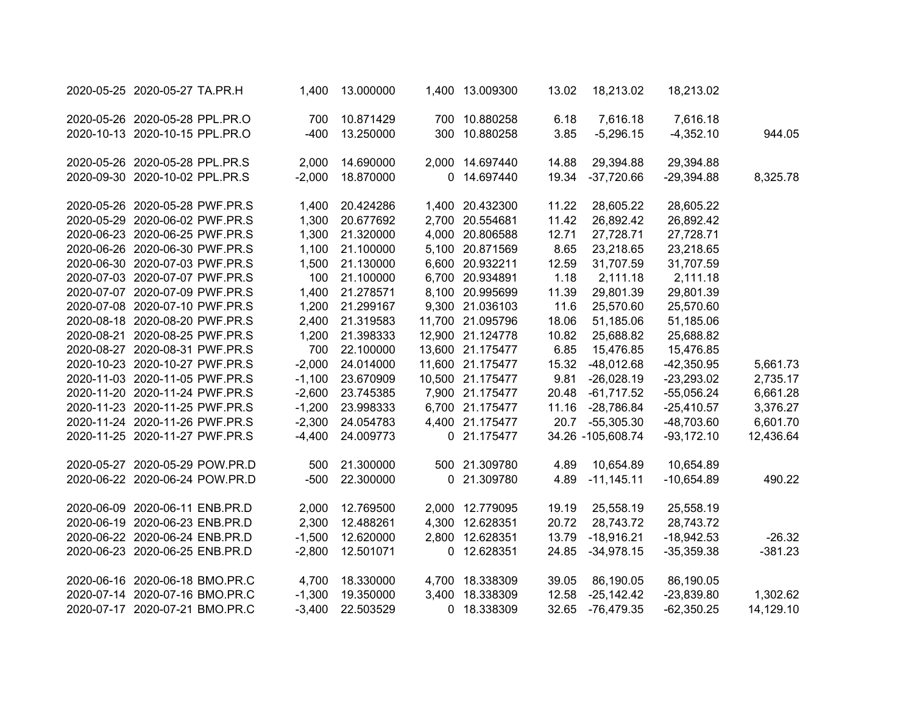| | | | | | | | | | | |
|---|---|---|---|---|---|---|---|---|---|---|
| 2020-05-25 | 2020-05-27 | TA.PR.H | 1,400 | 13.000000 | 1,400 | 13.009300 | 13.02 | 18,213.02 | 18,213.02 | |
| | | | | | | | | | | |
| 2020-05-26 | 2020-05-28 | PPL.PR.O | 700 | 10.871429 | 700 | 10.880258 | 6.18 | 7,616.18 | 7,616.18 | |
| 2020-10-13 | 2020-10-15 | PPL.PR.O | -400 | 13.250000 | 300 | 10.880258 | 3.85 | -5,296.15 | -4,352.10 | 944.05 |
| | | | | | | | | | | |
| 2020-05-26 | 2020-05-28 | PPL.PR.S | 2,000 | 14.690000 | 2,000 | 14.697440 | 14.88 | 29,394.88 | 29,394.88 | |
| 2020-09-30 | 2020-10-02 | PPL.PR.S | -2,000 | 18.870000 | 0 | 14.697440 | 19.34 | -37,720.66 | -29,394.88 | 8,325.78 |
| | | | | | | | | | | |
| 2020-05-26 | 2020-05-28 | PWF.PR.S | 1,400 | 20.424286 | 1,400 | 20.432300 | 11.22 | 28,605.22 | 28,605.22 | |
| 2020-05-29 | 2020-06-02 | PWF.PR.S | 1,300 | 20.677692 | 2,700 | 20.554681 | 11.42 | 26,892.42 | 26,892.42 | |
| 2020-06-23 | 2020-06-25 | PWF.PR.S | 1,300 | 21.320000 | 4,000 | 20.806588 | 12.71 | 27,728.71 | 27,728.71 | |
| 2020-06-26 | 2020-06-30 | PWF.PR.S | 1,100 | 21.100000 | 5,100 | 20.871569 | 8.65 | 23,218.65 | 23,218.65 | |
| 2020-06-30 | 2020-07-03 | PWF.PR.S | 1,500 | 21.130000 | 6,600 | 20.932211 | 12.59 | 31,707.59 | 31,707.59 | |
| 2020-07-03 | 2020-07-07 | PWF.PR.S | 100 | 21.100000 | 6,700 | 20.934891 | 1.18 | 2,111.18 | 2,111.18 | |
| 2020-07-07 | 2020-07-09 | PWF.PR.S | 1,400 | 21.278571 | 8,100 | 20.995699 | 11.39 | 29,801.39 | 29,801.39 | |
| 2020-07-08 | 2020-07-10 | PWF.PR.S | 1,200 | 21.299167 | 9,300 | 21.036103 | 11.6 | 25,570.60 | 25,570.60 | |
| 2020-08-18 | 2020-08-20 | PWF.PR.S | 2,400 | 21.319583 | 11,700 | 21.095796 | 18.06 | 51,185.06 | 51,185.06 | |
| 2020-08-21 | 2020-08-25 | PWF.PR.S | 1,200 | 21.398333 | 12,900 | 21.124778 | 10.82 | 25,688.82 | 25,688.82 | |
| 2020-08-27 | 2020-08-31 | PWF.PR.S | 700 | 22.100000 | 13,600 | 21.175477 | 6.85 | 15,476.85 | 15,476.85 | |
| 2020-10-23 | 2020-10-27 | PWF.PR.S | -2,000 | 24.014000 | 11,600 | 21.175477 | 15.32 | -48,012.68 | -42,350.95 | 5,661.73 |
| 2020-11-03 | 2020-11-05 | PWF.PR.S | -1,100 | 23.670909 | 10,500 | 21.175477 | 9.81 | -26,028.19 | -23,293.02 | 2,735.17 |
| 2020-11-20 | 2020-11-24 | PWF.PR.S | -2,600 | 23.745385 | 7,900 | 21.175477 | 20.48 | -61,717.52 | -55,056.24 | 6,661.28 |
| 2020-11-23 | 2020-11-25 | PWF.PR.S | -1,200 | 23.998333 | 6,700 | 21.175477 | 11.16 | -28,786.84 | -25,410.57 | 3,376.27 |
| 2020-11-24 | 2020-11-26 | PWF.PR.S | -2,300 | 24.054783 | 4,400 | 21.175477 | 20.7 | -55,305.30 | -48,703.60 | 6,601.70 |
| 2020-11-25 | 2020-11-27 | PWF.PR.S | -4,400 | 24.009773 | 0 | 21.175477 | 34.26 | -105,608.74 | -93,172.10 | 12,436.64 |
| | | | | | | | | | | |
| 2020-05-27 | 2020-05-29 | POW.PR.D | 500 | 21.300000 | 500 | 21.309780 | 4.89 | 10,654.89 | 10,654.89 | |
| 2020-06-22 | 2020-06-24 | POW.PR.D | -500 | 22.300000 | 0 | 21.309780 | 4.89 | -11,145.11 | -10,654.89 | 490.22 |
| | | | | | | | | | | |
| 2020-06-09 | 2020-06-11 | ENB.PR.D | 2,000 | 12.769500 | 2,000 | 12.779095 | 19.19 | 25,558.19 | 25,558.19 | |
| 2020-06-19 | 2020-06-23 | ENB.PR.D | 2,300 | 12.488261 | 4,300 | 12.628351 | 20.72 | 28,743.72 | 28,743.72 | |
| 2020-06-22 | 2020-06-24 | ENB.PR.D | -1,500 | 12.620000 | 2,800 | 12.628351 | 13.79 | -18,916.21 | -18,942.53 | -26.32 |
| 2020-06-23 | 2020-06-25 | ENB.PR.D | -2,800 | 12.501071 | 0 | 12.628351 | 24.85 | -34,978.15 | -35,359.38 | -381.23 |
| | | | | | | | | | | |
| 2020-06-16 | 2020-06-18 | BMO.PR.C | 4,700 | 18.330000 | 4,700 | 18.338309 | 39.05 | 86,190.05 | 86,190.05 | |
| 2020-07-14 | 2020-07-16 | BMO.PR.C | -1,300 | 19.350000 | 3,400 | 18.338309 | 12.58 | -25,142.42 | -23,839.80 | 1,302.62 |
| 2020-07-17 | 2020-07-21 | BMO.PR.C | -3,400 | 22.503529 | 0 | 18.338309 | 32.65 | -76,479.35 | -62,350.25 | 14,129.10 |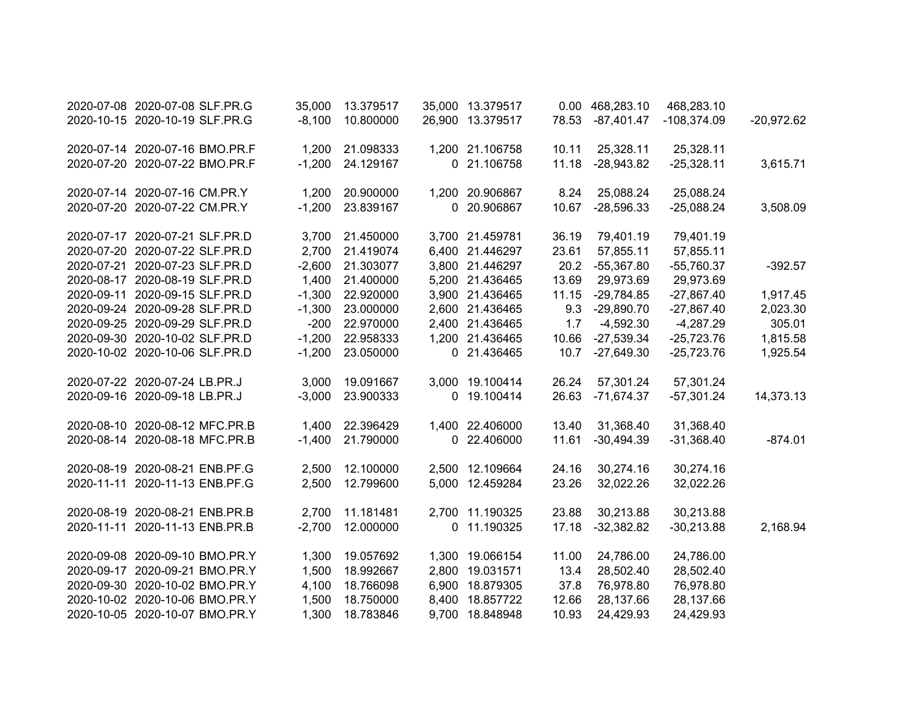| | | | | | | | | | | |
|---|---|---|---|---|---|---|---|---|---|---|
| 2020-07-08 | 2020-07-08 | SLF.PR.G | 35,000 | 13.379517 | 35,000 | 13.379517 | 0.00 | 468,283.10 | 468,283.10 | |
| 2020-10-15 | 2020-10-19 | SLF.PR.G | -8,100 | 10.800000 | 26,900 | 13.379517 | 78.53 | -87,401.47 | -108,374.09 | -20,972.62 |
| | | | | | | | | | | |
| 2020-07-14 | 2020-07-16 | BMO.PR.F | 1,200 | 21.098333 | 1,200 | 21.106758 | 10.11 | 25,328.11 | 25,328.11 | |
| 2020-07-20 | 2020-07-22 | BMO.PR.F | -1,200 | 24.129167 | 0 | 21.106758 | 11.18 | -28,943.82 | -25,328.11 | 3,615.71 |
| | | | | | | | | | | |
| 2020-07-14 | 2020-07-16 | CM.PR.Y | 1,200 | 20.900000 | 1,200 | 20.906867 | 8.24 | 25,088.24 | 25,088.24 | |
| 2020-07-20 | 2020-07-22 | CM.PR.Y | -1,200 | 23.839167 | 0 | 20.906867 | 10.67 | -28,596.33 | -25,088.24 | 3,508.09 |
| | | | | | | | | | | |
| 2020-07-17 | 2020-07-21 | SLF.PR.D | 3,700 | 21.450000 | 3,700 | 21.459781 | 36.19 | 79,401.19 | 79,401.19 | |
| 2020-07-20 | 2020-07-22 | SLF.PR.D | 2,700 | 21.419074 | 6,400 | 21.446297 | 23.61 | 57,855.11 | 57,855.11 | |
| 2020-07-21 | 2020-07-23 | SLF.PR.D | -2,600 | 21.303077 | 3,800 | 21.446297 | 20.2 | -55,367.80 | -55,760.37 | -392.57 |
| 2020-08-17 | 2020-08-19 | SLF.PR.D | 1,400 | 21.400000 | 5,200 | 21.436465 | 13.69 | 29,973.69 | 29,973.69 | |
| 2020-09-11 | 2020-09-15 | SLF.PR.D | -1,300 | 22.920000 | 3,900 | 21.436465 | 11.15 | -29,784.85 | -27,867.40 | 1,917.45 |
| 2020-09-24 | 2020-09-28 | SLF.PR.D | -1,300 | 23.000000 | 2,600 | 21.436465 | 9.3 | -29,890.70 | -27,867.40 | 2,023.30 |
| 2020-09-25 | 2020-09-29 | SLF.PR.D | -200 | 22.970000 | 2,400 | 21.436465 | 1.7 | -4,592.30 | -4,287.29 | 305.01 |
| 2020-09-30 | 2020-10-02 | SLF.PR.D | -1,200 | 22.958333 | 1,200 | 21.436465 | 10.66 | -27,539.34 | -25,723.76 | 1,815.58 |
| 2020-10-02 | 2020-10-06 | SLF.PR.D | -1,200 | 23.050000 | 0 | 21.436465 | 10.7 | -27,649.30 | -25,723.76 | 1,925.54 |
| | | | | | | | | | | |
| 2020-07-22 | 2020-07-24 | LB.PR.J | 3,000 | 19.091667 | 3,000 | 19.100414 | 26.24 | 57,301.24 | 57,301.24 | |
| 2020-09-16 | 2020-09-18 | LB.PR.J | -3,000 | 23.900333 | 0 | 19.100414 | 26.63 | -71,674.37 | -57,301.24 | 14,373.13 |
| | | | | | | | | | | |
| 2020-08-10 | 2020-08-12 | MFC.PR.B | 1,400 | 22.396429 | 1,400 | 22.406000 | 13.40 | 31,368.40 | 31,368.40 | |
| 2020-08-14 | 2020-08-18 | MFC.PR.B | -1,400 | 21.790000 | 0 | 22.406000 | 11.61 | -30,494.39 | -31,368.40 | -874.01 |
| | | | | | | | | | | |
| 2020-08-19 | 2020-08-21 | ENB.PF.G | 2,500 | 12.100000 | 2,500 | 12.109664 | 24.16 | 30,274.16 | 30,274.16 | |
| 2020-11-11 | 2020-11-13 | ENB.PF.G | 2,500 | 12.799600 | 5,000 | 12.459284 | 23.26 | 32,022.26 | 32,022.26 | |
| | | | | | | | | | | |
| 2020-08-19 | 2020-08-21 | ENB.PR.B | 2,700 | 11.181481 | 2,700 | 11.190325 | 23.88 | 30,213.88 | 30,213.88 | |
| 2020-11-11 | 2020-11-13 | ENB.PR.B | -2,700 | 12.000000 | 0 | 11.190325 | 17.18 | -32,382.82 | -30,213.88 | 2,168.94 |
| | | | | | | | | | | |
| 2020-09-08 | 2020-09-10 | BMO.PR.Y | 1,300 | 19.057692 | 1,300 | 19.066154 | 11.00 | 24,786.00 | 24,786.00 | |
| 2020-09-17 | 2020-09-21 | BMO.PR.Y | 1,500 | 18.992667 | 2,800 | 19.031571 | 13.4 | 28,502.40 | 28,502.40 | |
| 2020-09-30 | 2020-10-02 | BMO.PR.Y | 4,100 | 18.766098 | 6,900 | 18.879305 | 37.8 | 76,978.80 | 76,978.80 | |
| 2020-10-02 | 2020-10-06 | BMO.PR.Y | 1,500 | 18.750000 | 8,400 | 18.857722 | 12.66 | 28,137.66 | 28,137.66 | |
| 2020-10-05 | 2020-10-07 | BMO.PR.Y | 1,300 | 18.783846 | 9,700 | 18.848948 | 10.93 | 24,429.93 | 24,429.93 | |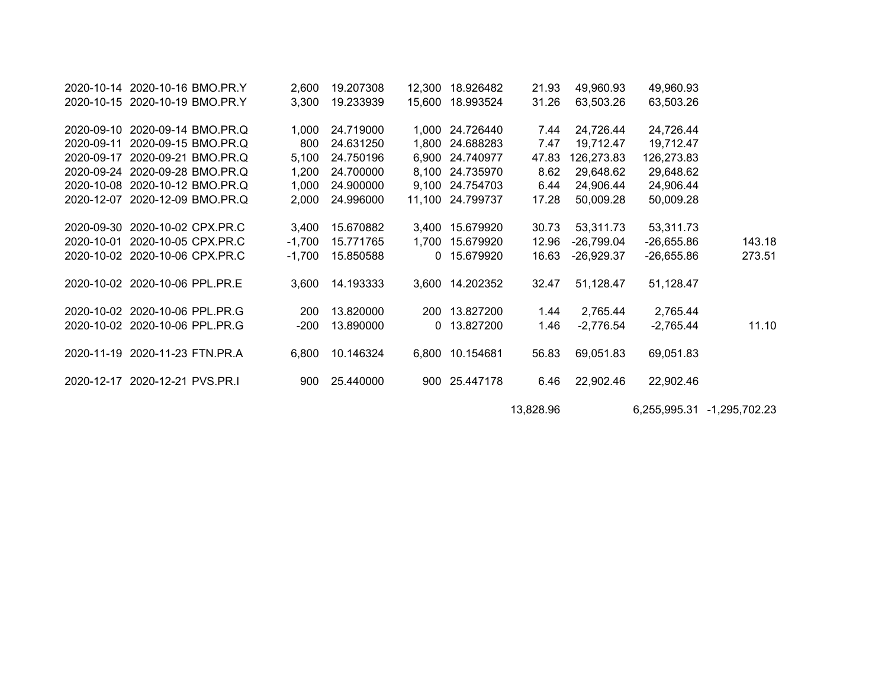| | | | | | | | | | | |
|---|---|---|---|---|---|---|---|---|---|---|
| 2020-10-14 | 2020-10-16 | BMO.PR.Y | 2,600 | 19.207308 | 12,300 | 18.926482 | 21.93 | 49,960.93 | 49,960.93 | |
| 2020-10-15 | 2020-10-19 | BMO.PR.Y | 3,300 | 19.233939 | 15,600 | 18.993524 | 31.26 | 63,503.26 | 63,503.26 | |
| | | | | | | | | | | |
| 2020-09-10 | 2020-09-14 | BMO.PR.Q | 1,000 | 24.719000 | 1,000 | 24.726440 | 7.44 | 24,726.44 | 24,726.44 | |
| 2020-09-11 | 2020-09-15 | BMO.PR.Q | 800 | 24.631250 | 1,800 | 24.688283 | 7.47 | 19,712.47 | 19,712.47 | |
| 2020-09-17 | 2020-09-21 | BMO.PR.Q | 5,100 | 24.750196 | 6,900 | 24.740977 | 47.83 | 126,273.83 | 126,273.83 | |
| 2020-09-24 | 2020-09-28 | BMO.PR.Q | 1,200 | 24.700000 | 8,100 | 24.735970 | 8.62 | 29,648.62 | 29,648.62 | |
| 2020-10-08 | 2020-10-12 | BMO.PR.Q | 1,000 | 24.900000 | 9,100 | 24.754703 | 6.44 | 24,906.44 | 24,906.44 | |
| 2020-12-07 | 2020-12-09 | BMO.PR.Q | 2,000 | 24.996000 | 11,100 | 24.799737 | 17.28 | 50,009.28 | 50,009.28 | |
| | | | | | | | | | | |
| 2020-09-30 | 2020-10-02 | CPX.PR.C | 3,400 | 15.670882 | 3,400 | 15.679920 | 30.73 | 53,311.73 | 53,311.73 | |
| 2020-10-01 | 2020-10-05 | CPX.PR.C | -1,700 | 15.771765 | 1,700 | 15.679920 | 12.96 | -26,799.04 | -26,655.86 | 143.18 |
| 2020-10-02 | 2020-10-06 | CPX.PR.C | -1,700 | 15.850588 | 0 | 15.679920 | 16.63 | -26,929.37 | -26,655.86 | 273.51 |
| | | | | | | | | | | |
| 2020-10-02 | 2020-10-06 | PPL.PR.E | 3,600 | 14.193333 | 3,600 | 14.202352 | 32.47 | 51,128.47 | 51,128.47 | |
| | | | | | | | | | | |
| 2020-10-02 | 2020-10-06 | PPL.PR.G | 200 | 13.820000 | 200 | 13.827200 | 1.44 | 2,765.44 | 2,765.44 | |
| 2020-10-02 | 2020-10-06 | PPL.PR.G | -200 | 13.890000 | 0 | 13.827200 | 1.46 | -2,776.54 | -2,765.44 | 11.10 |
| | | | | | | | | | | |
| 2020-11-19 | 2020-11-23 | FTN.PR.A | 6,800 | 10.146324 | 6,800 | 10.154681 | 56.83 | 69,051.83 | 69,051.83 | |
| | | | | | | | | | | |
| 2020-12-17 | 2020-12-21 | PVS.PR.I | 900 | 25.440000 | 900 | 25.447178 | 6.46 | 22,902.46 | 22,902.46 | |
| | | | | | | | | | | |
| | | | | | | | 13,828.96 | | 6,255,995.31 | -1,295,702.23 |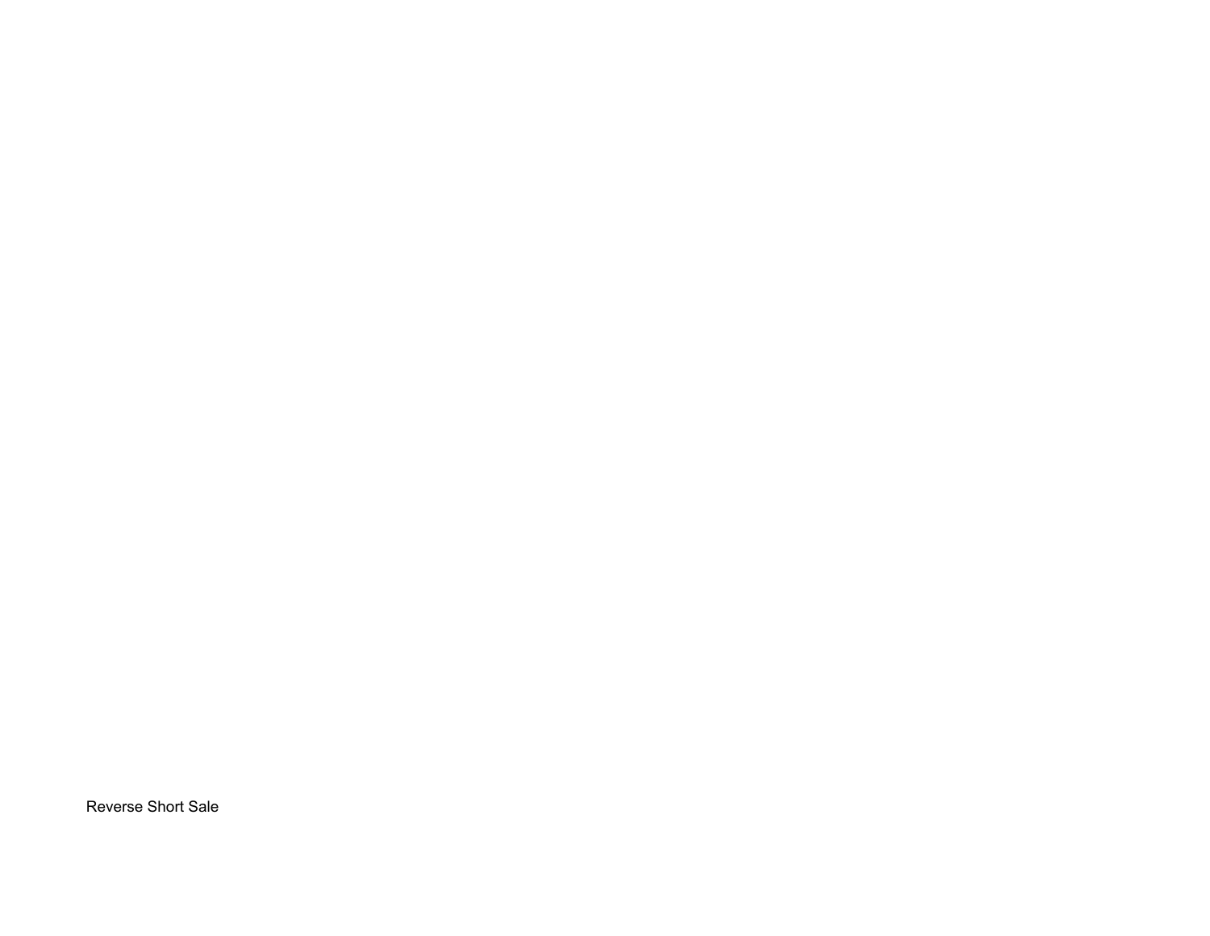Reverse Short Sale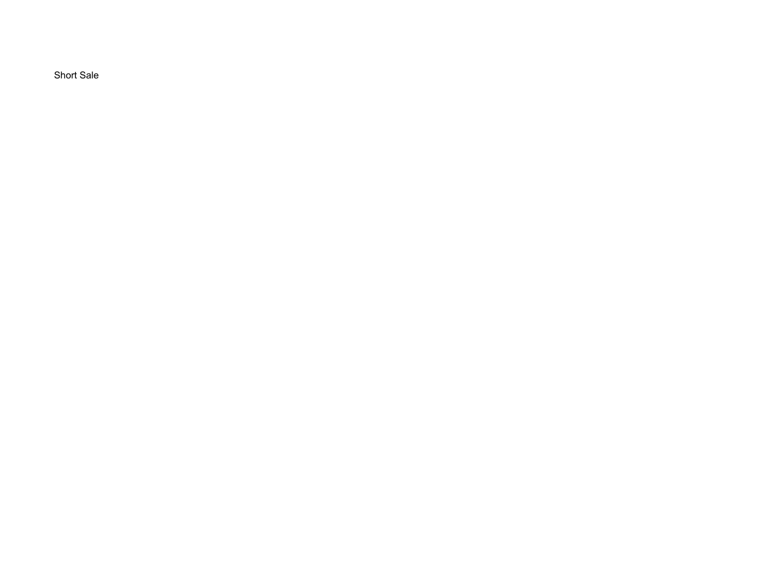Short Sale